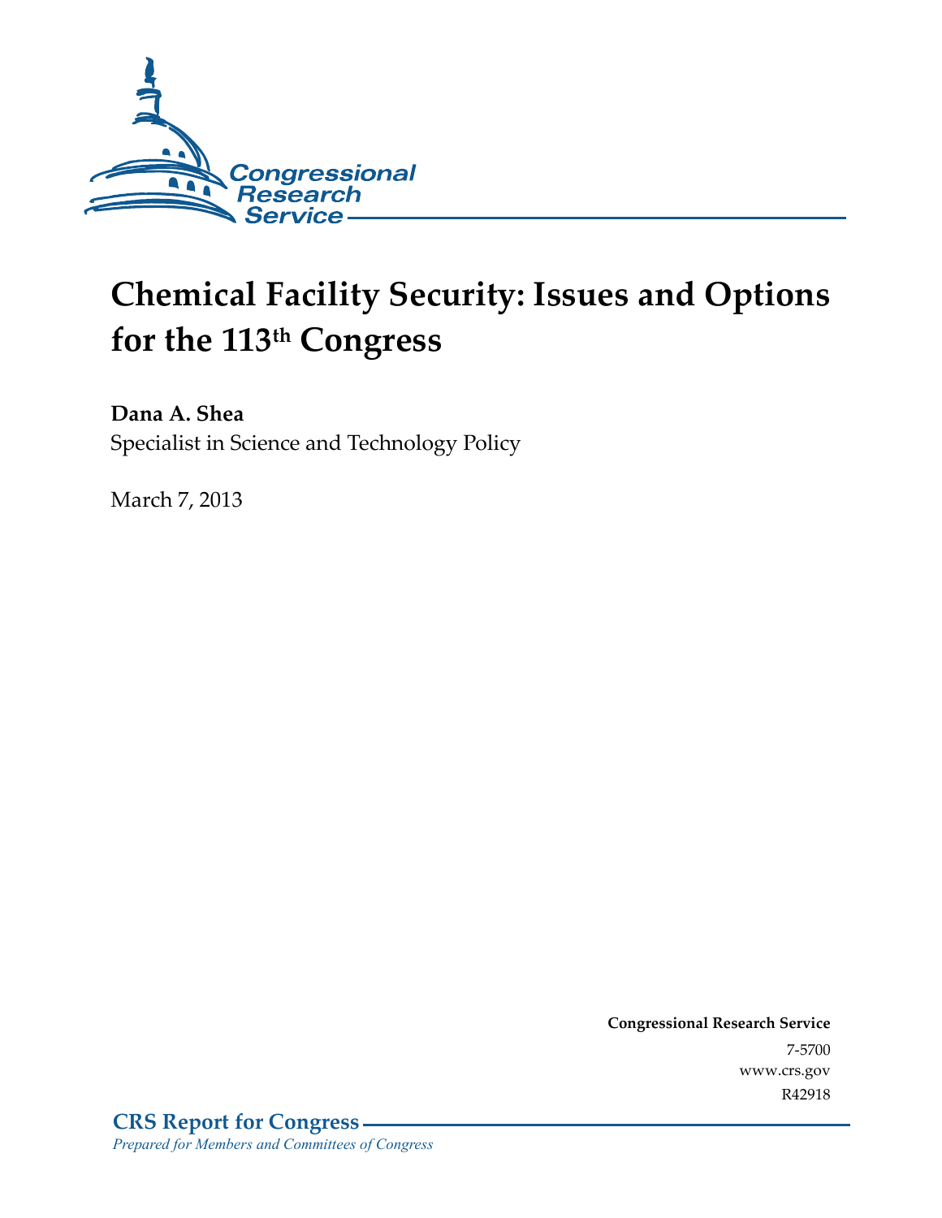Congressional Research Service

# Chemical Facility Security: Issues and Options for the 113th Congress

**Dana A. Shea**
Specialist in Science and Technology Policy

March 7, 2013

**Congressional Research Service**
7-5700
www.crs.gov
R42918

**CRS Report for Congress**
*Prepared for Members and Committees of Congress*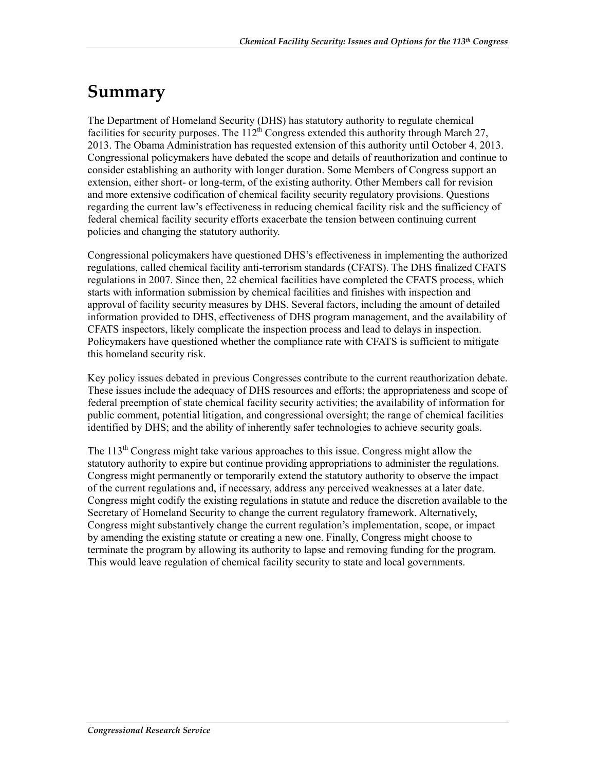# Summary

The Department of Homeland Security (DHS) has statutory authority to regulate chemical facilities for security purposes. The 112th Congress extended this authority through March 27, 2013. The Obama Administration has requested extension of this authority until October 4, 2013. Congressional policymakers have debated the scope and details of reauthorization and continue to consider establishing an authority with longer duration. Some Members of Congress support an extension, either short- or long-term, of the existing authority. Other Members call for revision and more extensive codification of chemical facility security regulatory provisions. Questions regarding the current law's effectiveness in reducing chemical facility risk and the sufficiency of federal chemical facility security efforts exacerbate the tension between continuing current policies and changing the statutory authority.

Congressional policymakers have questioned DHS's effectiveness in implementing the authorized regulations, called chemical facility anti-terrorism standards (CFATS). The DHS finalized CFATS regulations in 2007. Since then, 22 chemical facilities have completed the CFATS process, which starts with information submission by chemical facilities and finishes with inspection and approval of facility security measures by DHS. Several factors, including the amount of detailed information provided to DHS, effectiveness of DHS program management, and the availability of CFATS inspectors, likely complicate the inspection process and lead to delays in inspection. Policymakers have questioned whether the compliance rate with CFATS is sufficient to mitigate this homeland security risk.

Key policy issues debated in previous Congresses contribute to the current reauthorization debate. These issues include the adequacy of DHS resources and efforts; the appropriateness and scope of federal preemption of state chemical facility security activities; the availability of information for public comment, potential litigation, and congressional oversight; the range of chemical facilities identified by DHS; and the ability of inherently safer technologies to achieve security goals.

The 113th Congress might take various approaches to this issue. Congress might allow the statutory authority to expire but continue providing appropriations to administer the regulations. Congress might permanently or temporarily extend the statutory authority to observe the impact of the current regulations and, if necessary, address any perceived weaknesses at a later date. Congress might codify the existing regulations in statute and reduce the discretion available to the Secretary of Homeland Security to change the current regulatory framework. Alternatively, Congress might substantively change the current regulation's implementation, scope, or impact by amending the existing statute or creating a new one. Finally, Congress might choose to terminate the program by allowing its authority to lapse and removing funding for the program. This would leave regulation of chemical facility security to state and local governments.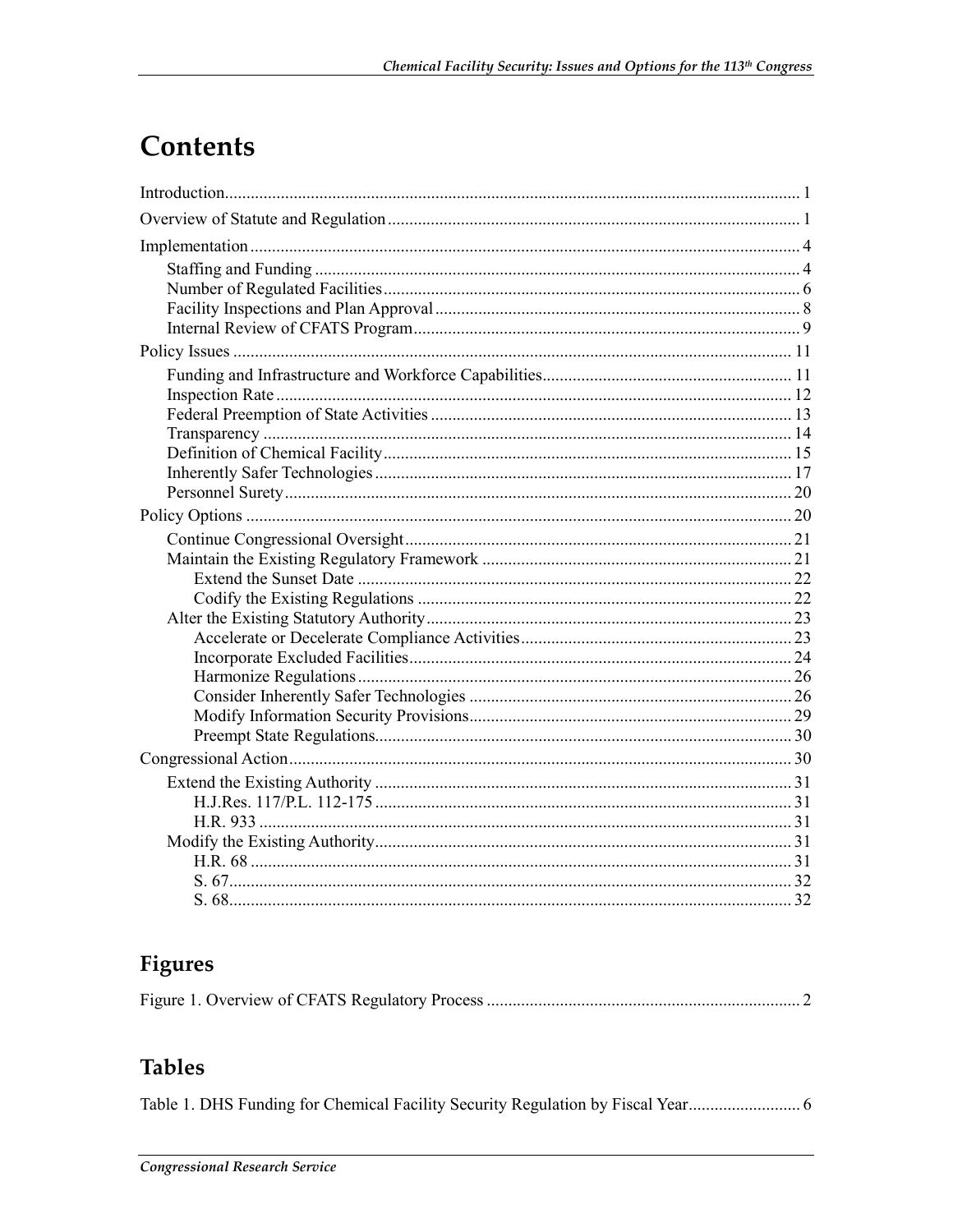# Contents

Introduction ..... 1

Overview of Statute and Regulation ..... 1

Implementation ..... 4

- Staffing and Funding ..... 4
- Number of Regulated Facilities ..... 6
- Facility Inspections and Plan Approval ..... 8
- Internal Review of CFATS Program ..... 9

Policy Issues ..... 11

- Funding and Infrastructure and Workforce Capabilities ..... 11
- Inspection Rate ..... 12
- Federal Preemption of State Activities ..... 13
- Transparency ..... 14
- Definition of Chemical Facility ..... 15
- Inherently Safer Technologies ..... 17
- Personnel Surety ..... 20

Policy Options ..... 20

- Continue Congressional Oversight ..... 21
- Maintain the Existing Regulatory Framework ..... 21
  - Extend the Sunset Date ..... 22
  - Codify the Existing Regulations ..... 22
- Alter the Existing Statutory Authority ..... 23
  - Accelerate or Decelerate Compliance Activities ..... 23
  - Incorporate Excluded Facilities ..... 24
  - Harmonize Regulations ..... 26
  - Consider Inherently Safer Technologies ..... 26
  - Modify Information Security Provisions ..... 29
  - Preempt State Regulations ..... 30

Congressional Action ..... 30

- Extend the Existing Authority ..... 31
  - H.J.Res. 117/P.L. 112-175 ..... 31
  - H.R. 933 ..... 31
- Modify the Existing Authority ..... 31
  - H.R. 68 ..... 31
  - S. 67 ..... 32
  - S. 68 ..... 32

## Figures

Figure 1. Overview of CFATS Regulatory Process ..... 2

## Tables

Table 1. DHS Funding for Chemical Facility Security Regulation by Fiscal Year ..... 6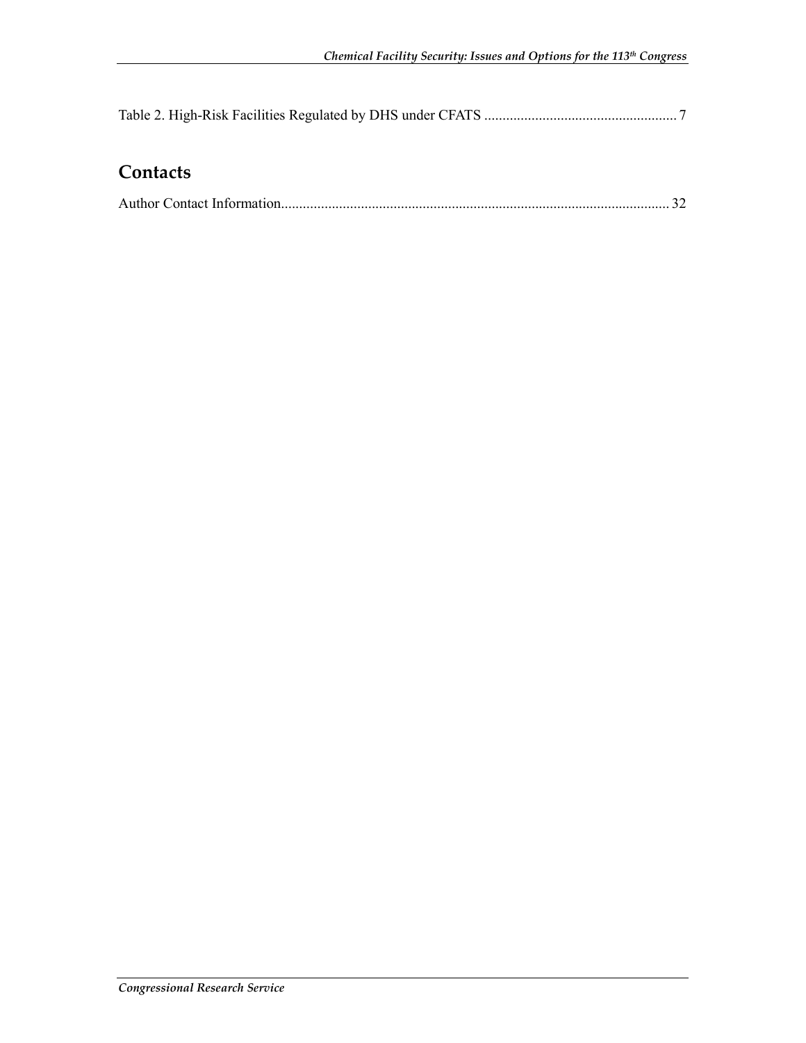Table 2. High-Risk Facilities Regulated by DHS under CFATS ..................................................... 7

## Contacts

Author Contact Information........................................................................................................... 32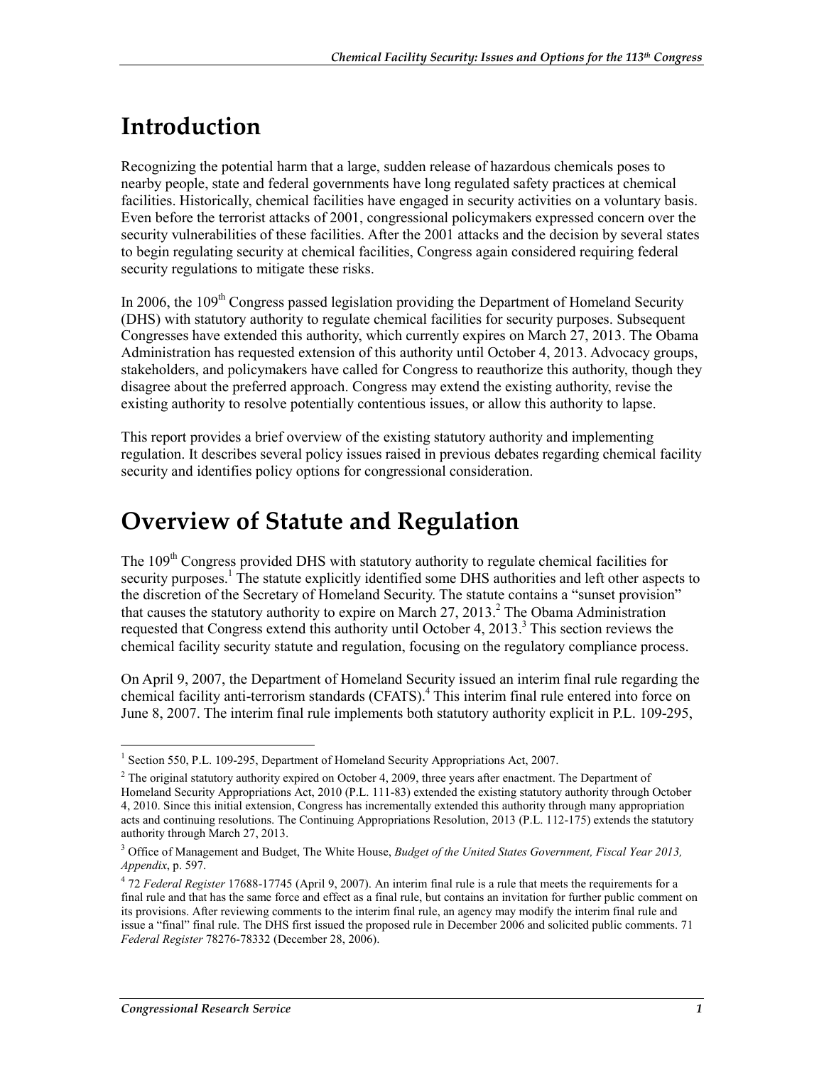# Introduction

Recognizing the potential harm that a large, sudden release of hazardous chemicals poses to nearby people, state and federal governments have long regulated safety practices at chemical facilities. Historically, chemical facilities have engaged in security activities on a voluntary basis. Even before the terrorist attacks of 2001, congressional policymakers expressed concern over the security vulnerabilities of these facilities. After the 2001 attacks and the decision by several states to begin regulating security at chemical facilities, Congress again considered requiring federal security regulations to mitigate these risks.

In 2006, the 109th Congress passed legislation providing the Department of Homeland Security (DHS) with statutory authority to regulate chemical facilities for security purposes. Subsequent Congresses have extended this authority, which currently expires on March 27, 2013. The Obama Administration has requested extension of this authority until October 4, 2013. Advocacy groups, stakeholders, and policymakers have called for Congress to reauthorize this authority, though they disagree about the preferred approach. Congress may extend the existing authority, revise the existing authority to resolve potentially contentious issues, or allow this authority to lapse.

This report provides a brief overview of the existing statutory authority and implementing regulation. It describes several policy issues raised in previous debates regarding chemical facility security and identifies policy options for congressional consideration.

# Overview of Statute and Regulation

The 109th Congress provided DHS with statutory authority to regulate chemical facilities for security purposes.[1] The statute explicitly identified some DHS authorities and left other aspects to the discretion of the Secretary of Homeland Security. The statute contains a "sunset provision" that causes the statutory authority to expire on March 27, 2013.[2] The Obama Administration requested that Congress extend this authority until October 4, 2013.[3] This section reviews the chemical facility security statute and regulation, focusing on the regulatory compliance process.

On April 9, 2007, the Department of Homeland Security issued an interim final rule regarding the chemical facility anti-terrorism standards (CFATS).[4] This interim final rule entered into force on June 8, 2007. The interim final rule implements both statutory authority explicit in P.L. 109-295,

---

[1] Section 550, P.L. 109-295, Department of Homeland Security Appropriations Act, 2007.

[2] The original statutory authority expired on October 4, 2009, three years after enactment. The Department of Homeland Security Appropriations Act, 2010 (P.L. 111-83) extended the existing statutory authority through October 4, 2010. Since this initial extension, Congress has incrementally extended this authority through many appropriation acts and continuing resolutions. The Continuing Appropriations Resolution, 2013 (P.L. 112-175) extends the statutory authority through March 27, 2013.

[3] Office of Management and Budget, The White House, *Budget of the United States Government, Fiscal Year 2013, Appendix*, p. 597.

[4] 72 *Federal Register* 17688-17745 (April 9, 2007). An interim final rule is a rule that meets the requirements for a final rule and that has the same force and effect as a final rule, but contains an invitation for further public comment on its provisions. After reviewing comments to the interim final rule, an agency may modify the interim final rule and issue a "final" final rule. The DHS first issued the proposed rule in December 2006 and solicited public comments. 71 *Federal Register* 78276-78332 (December 28, 2006).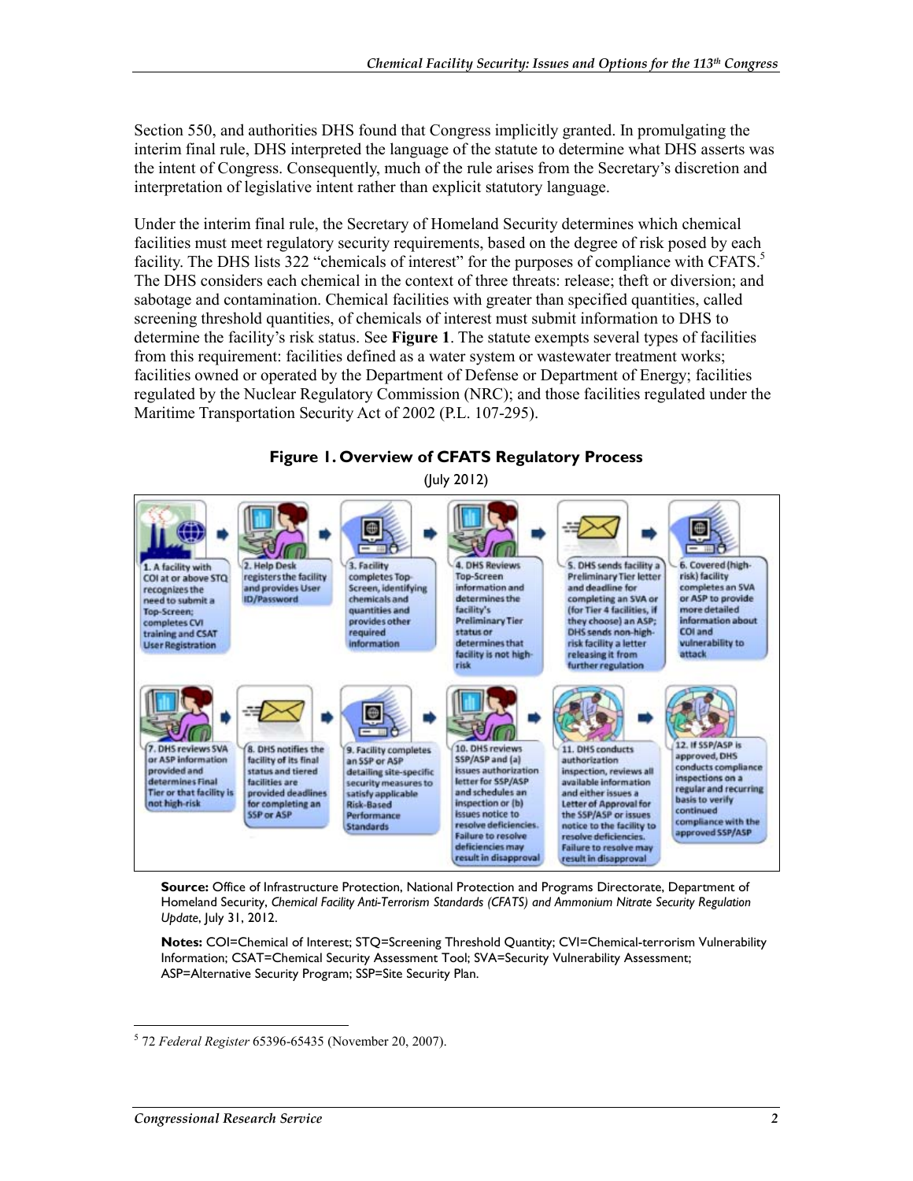Section 550, and authorities DHS found that Congress implicitly granted. In promulgating the interim final rule, DHS interpreted the language of the statute to determine what DHS asserts was the intent of Congress. Consequently, much of the rule arises from the Secretary's discretion and interpretation of legislative intent rather than explicit statutory language.

Under the interim final rule, the Secretary of Homeland Security determines which chemical facilities must meet regulatory security requirements, based on the degree of risk posed by each facility. The DHS lists 322 "chemicals of interest" for the purposes of compliance with CFATS.[5] The DHS considers each chemical in the context of three threats: release; theft or diversion; and sabotage and contamination. Chemical facilities with greater than specified quantities, called screening threshold quantities, of chemicals of interest must submit information to DHS to determine the facility's risk status. See **Figure 1**. The statute exempts several types of facilities from this requirement: facilities defined as a water system or wastewater treatment works; facilities owned or operated by the Department of Defense or Department of Energy; facilities regulated by the Nuclear Regulatory Commission (NRC); and those facilities regulated under the Maritime Transportation Security Act of 2002 (P.L. 107-295).

**Figure 1. Overview of CFATS Regulatory Process**

(July 2012)

1. A facility with COI at or above STQ recognizes the need to submit a Top-Screen; completes CVI training and CSAT User Registration
2. Help Desk registers the facility and provides User ID/Password
3. Facility completes Top-Screen, identifying chemicals and quantities and provides other required information
4. DHS Reviews Top-Screen information and determines the facility's Preliminary Tier status or determines that facility is not high-risk
5. DHS sends facility a Preliminary Tier letter and deadline for completing an SVA or ASP (for Tier 4 facilities, if they choose) an ASP; DHS sends non-high-risk facility a letter releasing it from further regulation
6. Covered (high-risk) facility completes an SVA or ASP to provide more detailed information about COI and vulnerability to attack
7. DHS reviews SVA or ASP information provided and determines Final Tier or that facility is not high-risk
8. DHS notifies the facility of its final status and tiered facilities are provided deadlines for completing an SSP or ASP
9. Facility completes an SSP or ASP detailing site-specific security measures to satisfy applicable Risk-Based Performance Standards
10. DHS reviews SSP/ASP and (a) issues authorization letter for SSP/ASP and schedules an inspection or (b) issues notice to resolve deficiencies. Failure to resolve deficiencies may result in disapproval
11. DHS conducts authorization inspection, reviews all available information and either issues a Letter of Approval for the SSP/ASP or issues notice to the facility to resolve deficiencies. Failure to resolve may result in disapproval
12. If SSP/ASP is approved, DHS conducts compliance inspections on a regular and recurring basis to verify continued compliance with the approved SSP/ASP

**Source:** Office of Infrastructure Protection, National Protection and Programs Directorate, Department of Homeland Security, *Chemical Facility Anti-Terrorism Standards (CFATS) and Ammonium Nitrate Security Regulation Update*, July 31, 2012.

**Notes:** COI=Chemical of Interest; STQ=Screening Threshold Quantity; CVI=Chemical-terrorism Vulnerability Information; CSAT=Chemical Security Assessment Tool; SVA=Security Vulnerability Assessment; ASP=Alternative Security Program; SSP=Site Security Plan.

---

[5] 72 *Federal Register* 65396-65435 (November 20, 2007).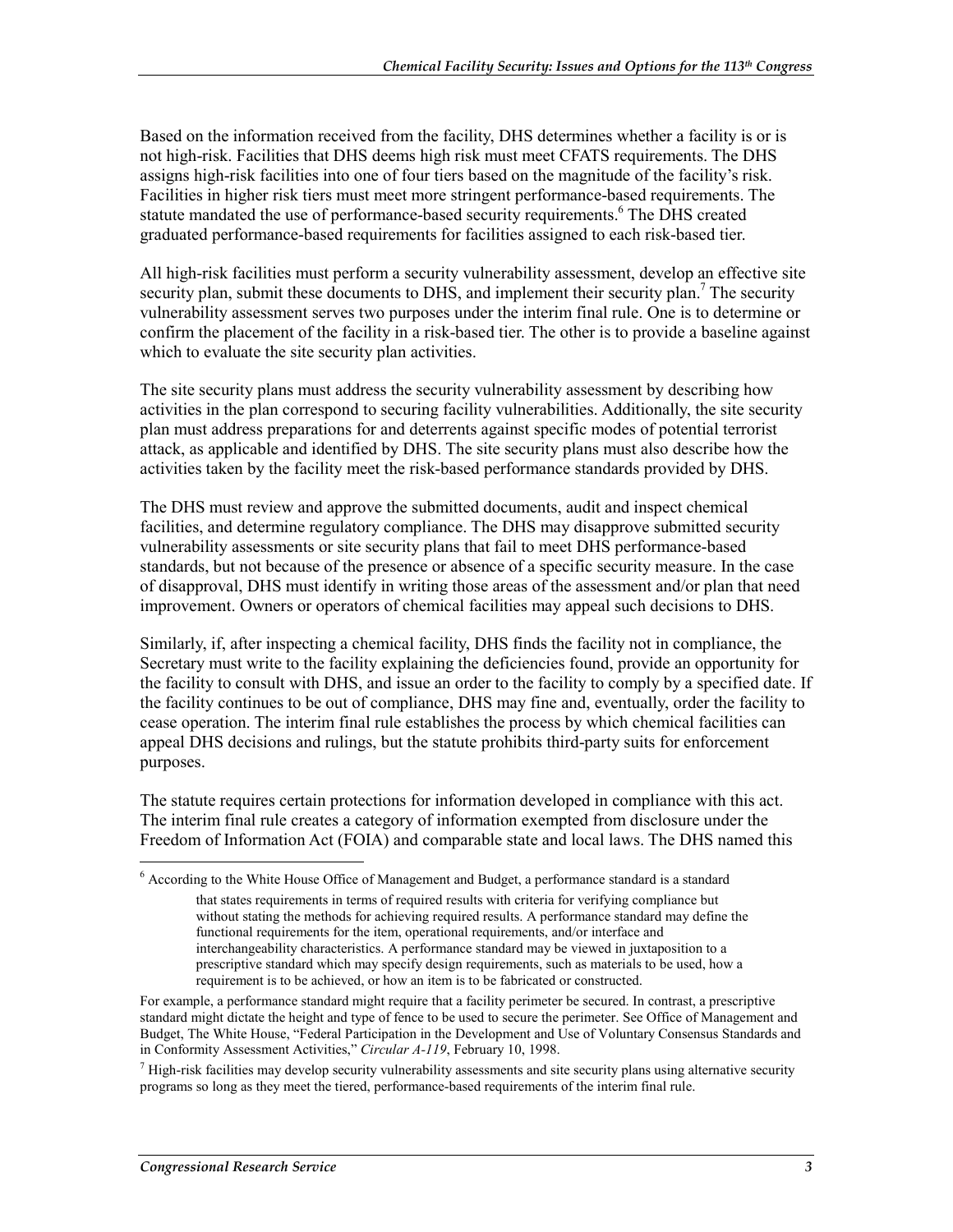Based on the information received from the facility, DHS determines whether a facility is or is not high-risk. Facilities that DHS deems high risk must meet CFATS requirements. The DHS assigns high-risk facilities into one of four tiers based on the magnitude of the facility's risk. Facilities in higher risk tiers must meet more stringent performance-based requirements. The statute mandated the use of performance-based security requirements.[6] The DHS created graduated performance-based requirements for facilities assigned to each risk-based tier.

All high-risk facilities must perform a security vulnerability assessment, develop an effective site security plan, submit these documents to DHS, and implement their security plan.[7] The security vulnerability assessment serves two purposes under the interim final rule. One is to determine or confirm the placement of the facility in a risk-based tier. The other is to provide a baseline against which to evaluate the site security plan activities.

The site security plans must address the security vulnerability assessment by describing how activities in the plan correspond to securing facility vulnerabilities. Additionally, the site security plan must address preparations for and deterrents against specific modes of potential terrorist attack, as applicable and identified by DHS. The site security plans must also describe how the activities taken by the facility meet the risk-based performance standards provided by DHS.

The DHS must review and approve the submitted documents, audit and inspect chemical facilities, and determine regulatory compliance. The DHS may disapprove submitted security vulnerability assessments or site security plans that fail to meet DHS performance-based standards, but not because of the presence or absence of a specific security measure. In the case of disapproval, DHS must identify in writing those areas of the assessment and/or plan that need improvement. Owners or operators of chemical facilities may appeal such decisions to DHS.

Similarly, if, after inspecting a chemical facility, DHS finds the facility not in compliance, the Secretary must write to the facility explaining the deficiencies found, provide an opportunity for the facility to consult with DHS, and issue an order to the facility to comply by a specified date. If the facility continues to be out of compliance, DHS may fine and, eventually, order the facility to cease operation. The interim final rule establishes the process by which chemical facilities can appeal DHS decisions and rulings, but the statute prohibits third-party suits for enforcement purposes.

The statute requires certain protections for information developed in compliance with this act. The interim final rule creates a category of information exempted from disclosure under the Freedom of Information Act (FOIA) and comparable state and local laws. The DHS named this

---

[6] According to the White House Office of Management and Budget, a performance standard is a standard

> that states requirements in terms of required results with criteria for verifying compliance but without stating the methods for achieving required results. A performance standard may define the functional requirements for the item, operational requirements, and/or interface and interchangeability characteristics. A performance standard may be viewed in juxtaposition to a prescriptive standard which may specify design requirements, such as materials to be used, how a requirement is to be achieved, or how an item is to be fabricated or constructed.

For example, a performance standard might require that a facility perimeter be secured. In contrast, a prescriptive standard might dictate the height and type of fence to be used to secure the perimeter. See Office of Management and Budget, The White House, "Federal Participation in the Development and Use of Voluntary Consensus Standards and in Conformity Assessment Activities," *Circular A-119*, February 10, 1998.

[7] High-risk facilities may develop security vulnerability assessments and site security plans using alternative security programs so long as they meet the tiered, performance-based requirements of the interim final rule.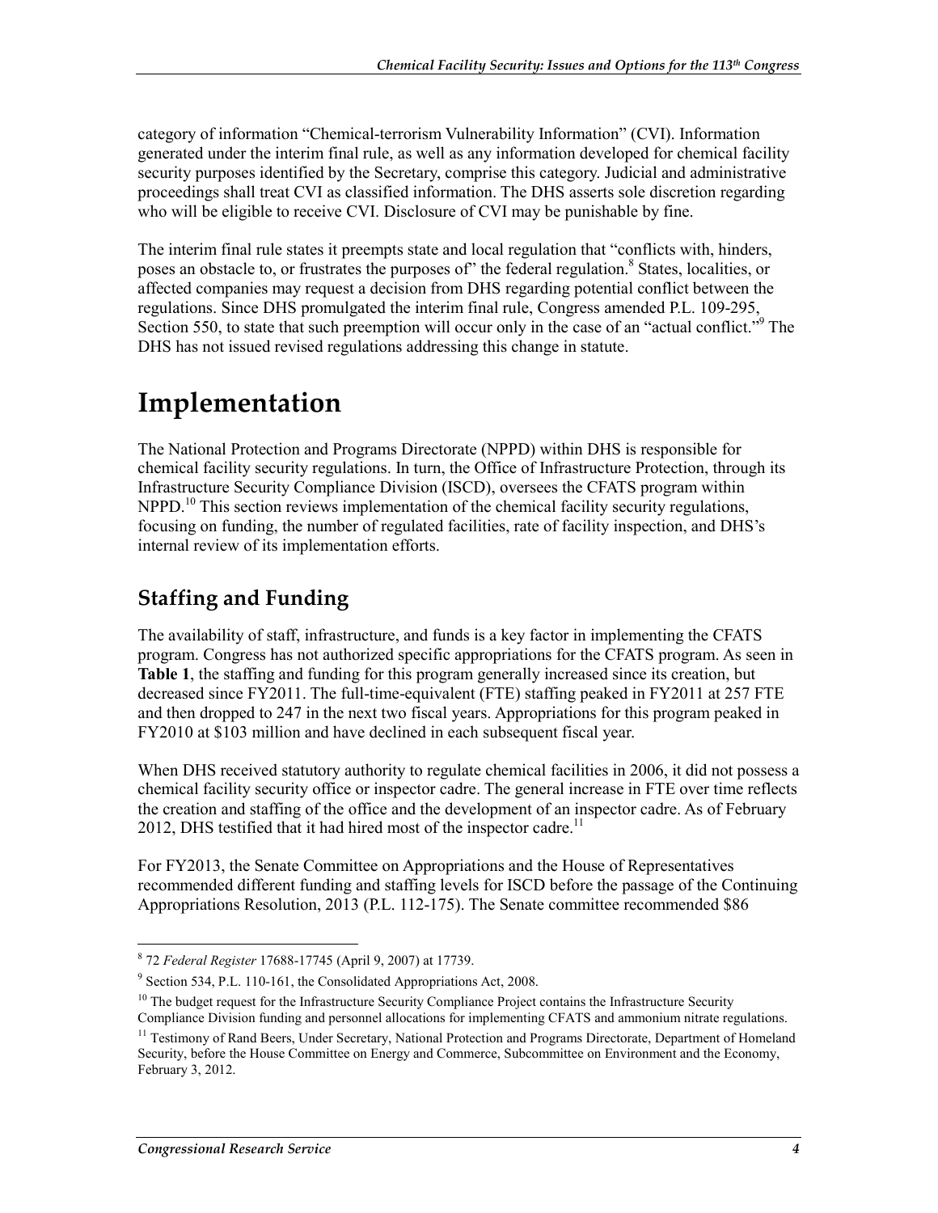category of information "Chemical-terrorism Vulnerability Information" (CVI). Information generated under the interim final rule, as well as any information developed for chemical facility security purposes identified by the Secretary, comprise this category. Judicial and administrative proceedings shall treat CVI as classified information. The DHS asserts sole discretion regarding who will be eligible to receive CVI. Disclosure of CVI may be punishable by fine.

The interim final rule states it preempts state and local regulation that "conflicts with, hinders, poses an obstacle to, or frustrates the purposes of" the federal regulation.[8] States, localities, or affected companies may request a decision from DHS regarding potential conflict between the regulations. Since DHS promulgated the interim final rule, Congress amended P.L. 109-295, Section 550, to state that such preemption will occur only in the case of an "actual conflict."[9] The DHS has not issued revised regulations addressing this change in statute.

# Implementation

The National Protection and Programs Directorate (NPPD) within DHS is responsible for chemical facility security regulations. In turn, the Office of Infrastructure Protection, through its Infrastructure Security Compliance Division (ISCD), oversees the CFATS program within NPPD.[10] This section reviews implementation of the chemical facility security regulations, focusing on funding, the number of regulated facilities, rate of facility inspection, and DHS's internal review of its implementation efforts.

## Staffing and Funding

The availability of staff, infrastructure, and funds is a key factor in implementing the CFATS program. Congress has not authorized specific appropriations for the CFATS program. As seen in **Table 1**, the staffing and funding for this program generally increased since its creation, but decreased since FY2011. The full-time-equivalent (FTE) staffing peaked in FY2011 at 257 FTE and then dropped to 247 in the next two fiscal years. Appropriations for this program peaked in FY2010 at $103 million and have declined in each subsequent fiscal year.

When DHS received statutory authority to regulate chemical facilities in 2006, it did not possess a chemical facility security office or inspector cadre. The general increase in FTE over time reflects the creation and staffing of the office and the development of an inspector cadre. As of February 2012, DHS testified that it had hired most of the inspector cadre.[11]

For FY2013, the Senate Committee on Appropriations and the House of Representatives recommended different funding and staffing levels for ISCD before the passage of the Continuing Appropriations Resolution, 2013 (P.L. 112-175). The Senate committee recommended $86

---

[8] 72 *Federal Register* 17688-17745 (April 9, 2007) at 17739.

[9] Section 534, P.L. 110-161, the Consolidated Appropriations Act, 2008.

[10] The budget request for the Infrastructure Security Compliance Project contains the Infrastructure Security Compliance Division funding and personnel allocations for implementing CFATS and ammonium nitrate regulations.

[11] Testimony of Rand Beers, Under Secretary, National Protection and Programs Directorate, Department of Homeland Security, before the House Committee on Energy and Commerce, Subcommittee on Environment and the Economy, February 3, 2012.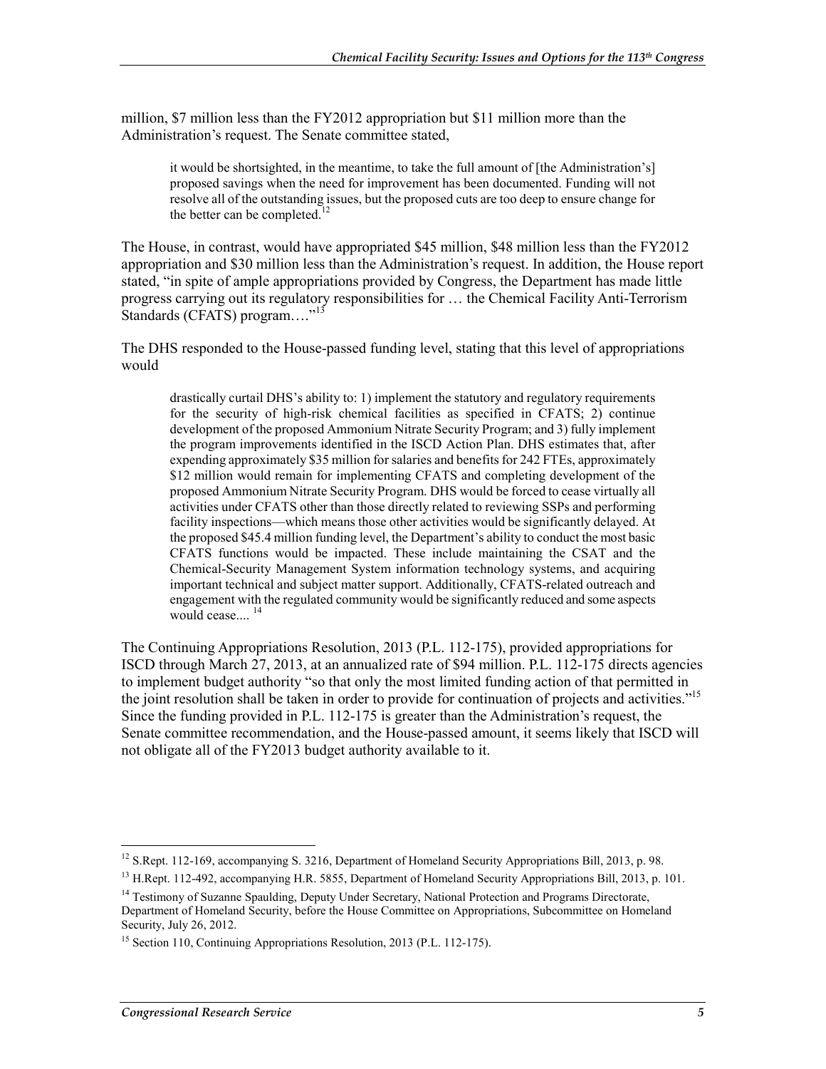million, $7 million less than the FY2012 appropriation but $11 million more than the Administration's request. The Senate committee stated,

> it would be shortsighted, in the meantime, to take the full amount of [the Administration's] proposed savings when the need for improvement has been documented. Funding will not resolve all of the outstanding issues, but the proposed cuts are too deep to ensure change for the better can be completed.[12]

The House, in contrast, would have appropriated $45 million, $48 million less than the FY2012 appropriation and $30 million less than the Administration's request. In addition, the House report stated, "in spite of ample appropriations provided by Congress, the Department has made little progress carrying out its regulatory responsibilities for … the Chemical Facility Anti-Terrorism Standards (CFATS) program…."[13]

The DHS responded to the House-passed funding level, stating that this level of appropriations would

> drastically curtail DHS's ability to: 1) implement the statutory and regulatory requirements for the security of high-risk chemical facilities as specified in CFATS; 2) continue development of the proposed Ammonium Nitrate Security Program; and 3) fully implement the program improvements identified in the ISCD Action Plan. DHS estimates that, after expending approximately $35 million for salaries and benefits for 242 FTEs, approximately $12 million would remain for implementing CFATS and completing development of the proposed Ammonium Nitrate Security Program. DHS would be forced to cease virtually all activities under CFATS other than those directly related to reviewing SSPs and performing facility inspections—which means those other activities would be significantly delayed. At the proposed $45.4 million funding level, the Department's ability to conduct the most basic CFATS functions would be impacted. These include maintaining the CSAT and the Chemical-Security Management System information technology systems, and acquiring important technical and subject matter support. Additionally, CFATS-related outreach and engagement with the regulated community would be significantly reduced and some aspects would cease....[14]

The Continuing Appropriations Resolution, 2013 (P.L. 112-175), provided appropriations for ISCD through March 27, 2013, at an annualized rate of $94 million. P.L. 112-175 directs agencies to implement budget authority "so that only the most limited funding action of that permitted in the joint resolution shall be taken in order to provide for continuation of projects and activities."[15] Since the funding provided in P.L. 112-175 is greater than the Administration's request, the Senate committee recommendation, and the House-passed amount, it seems likely that ISCD will not obligate all of the FY2013 budget authority available to it.

---

[12] S.Rept. 112-169, accompanying S. 3216, Department of Homeland Security Appropriations Bill, 2013, p. 98.

[13] H.Rept. 112-492, accompanying H.R. 5855, Department of Homeland Security Appropriations Bill, 2013, p. 101.

[14] Testimony of Suzanne Spaulding, Deputy Under Secretary, National Protection and Programs Directorate, Department of Homeland Security, before the House Committee on Appropriations, Subcommittee on Homeland Security, July 26, 2012.

[15] Section 110, Continuing Appropriations Resolution, 2013 (P.L. 112-175).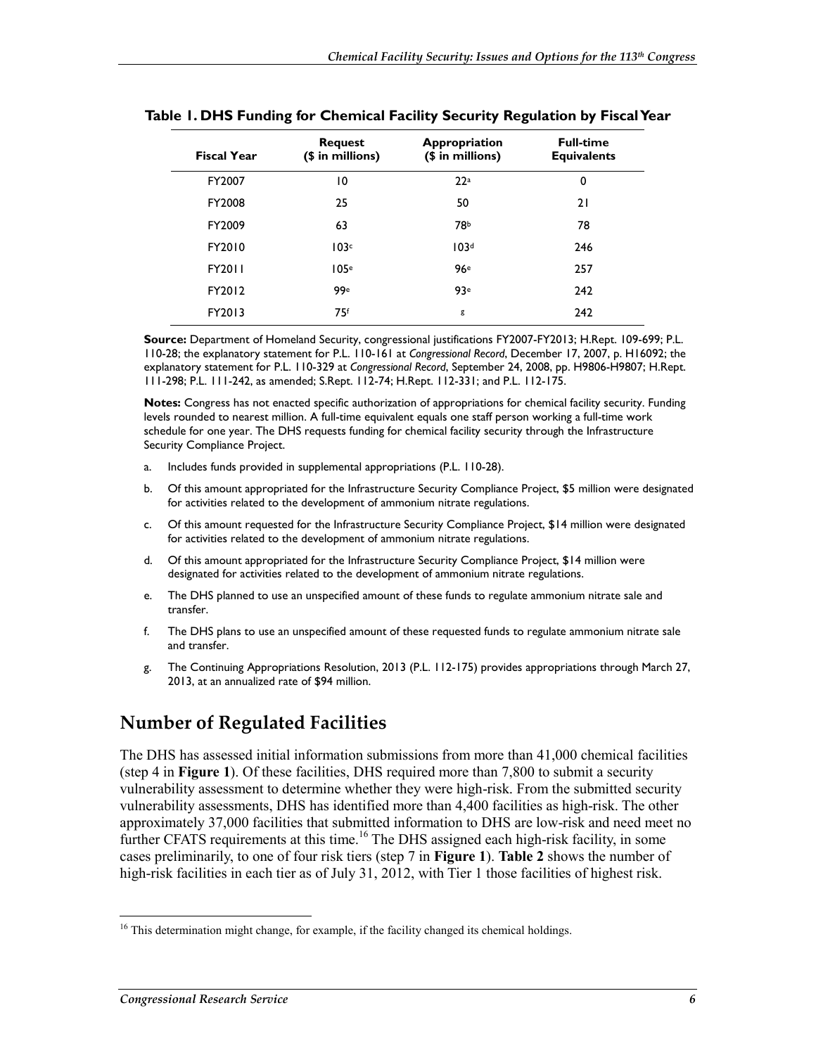**Table 1. DHS Funding for Chemical Facility Security Regulation by Fiscal Year**

| Fiscal Year | Request ($ in millions) | Appropriation ($ in millions) | Full-time Equivalents |
|---|---|---|---|
| FY2007 | 10 | 22[a] | 0 |
| FY2008 | 25 | 50 | 21 |
| FY2009 | 63 | 78[b] | 78 |
| FY2010 | 103[c] | 103[d] | 246 |
| FY2011 | 105[e] | 96[e] | 257 |
| FY2012 | 99[e] | 93[e] | 242 |
| FY2013 | 75[f] | [g] | 242 |

**Source:** Department of Homeland Security, congressional justifications FY2007-FY2013; H.Rept. 109-699; P.L. 110-28; the explanatory statement for P.L. 110-161 at *Congressional Record*, December 17, 2007, p. H16092; the explanatory statement for P.L. 110-329 at *Congressional Record*, September 24, 2008, pp. H9806-H9807; H.Rept. 111-298; P.L. 111-242, as amended; S.Rept. 112-74; H.Rept. 112-331; and P.L. 112-175.

**Notes:** Congress has not enacted specific authorization of appropriations for chemical facility security. Funding levels rounded to nearest million. A full-time equivalent equals one staff person working a full-time work schedule for one year. The DHS requests funding for chemical facility security through the Infrastructure Security Compliance Project.

a. Includes funds provided in supplemental appropriations (P.L. 110-28).

b. Of this amount appropriated for the Infrastructure Security Compliance Project, $5 million were designated for activities related to the development of ammonium nitrate regulations.

c. Of this amount requested for the Infrastructure Security Compliance Project, $14 million were designated for activities related to the development of ammonium nitrate regulations.

d. Of this amount appropriated for the Infrastructure Security Compliance Project, $14 million were designated for activities related to the development of ammonium nitrate regulations.

e. The DHS planned to use an unspecified amount of these funds to regulate ammonium nitrate sale and transfer.

f. The DHS plans to use an unspecified amount of these requested funds to regulate ammonium nitrate sale and transfer.

g. The Continuing Appropriations Resolution, 2013 (P.L. 112-175) provides appropriations through March 27, 2013, at an annualized rate of $94 million.

## Number of Regulated Facilities

The DHS has assessed initial information submissions from more than 41,000 chemical facilities (step 4 in **Figure 1**). Of these facilities, DHS required more than 7,800 to submit a security vulnerability assessment to determine whether they were high-risk. From the submitted security vulnerability assessments, DHS has identified more than 4,400 facilities as high-risk. The other approximately 37,000 facilities that submitted information to DHS are low-risk and need meet no further CFATS requirements at this time.[16] The DHS assigned each high-risk facility, in some cases preliminarily, to one of four risk tiers (step 7 in **Figure 1**). **Table 2** shows the number of high-risk facilities in each tier as of July 31, 2012, with Tier 1 those facilities of highest risk.

[16] This determination might change, for example, if the facility changed its chemical holdings.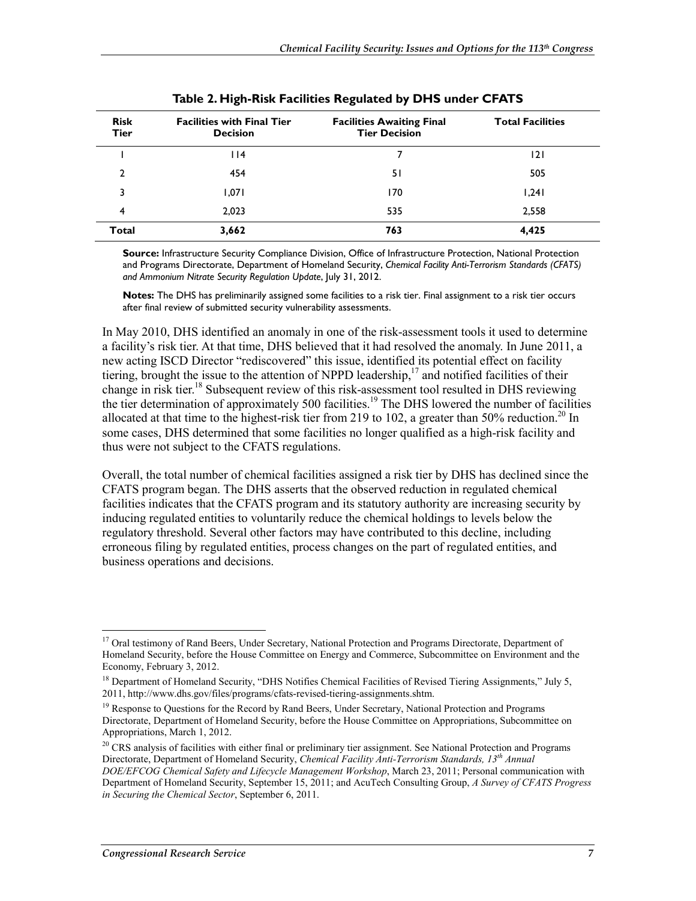**Table 2. High-Risk Facilities Regulated by DHS under CFATS**

| Risk Tier | Facilities with Final Tier Decision | Facilities Awaiting Final Tier Decision | Total Facilities |
|---|---|---|---|
| 1 | 114 | 7 | 121 |
| 2 | 454 | 51 | 505 |
| 3 | 1,071 | 170 | 1,241 |
| 4 | 2,023 | 535 | 2,558 |
| **Total** | **3,662** | **763** | **4,425** |

**Source:** Infrastructure Security Compliance Division, Office of Infrastructure Protection, National Protection and Programs Directorate, Department of Homeland Security, *Chemical Facility Anti-Terrorism Standards (CFATS) and Ammonium Nitrate Security Regulation Update*, July 31, 2012.

**Notes:** The DHS has preliminarily assigned some facilities to a risk tier. Final assignment to a risk tier occurs after final review of submitted security vulnerability assessments.

In May 2010, DHS identified an anomaly in one of the risk-assessment tools it used to determine a facility's risk tier. At that time, DHS believed that it had resolved the anomaly. In June 2011, a new acting ISCD Director "rediscovered" this issue, identified its potential effect on facility tiering, brought the issue to the attention of NPPD leadership,[17] and notified facilities of their change in risk tier.[18] Subsequent review of this risk-assessment tool resulted in DHS reviewing the tier determination of approximately 500 facilities.[19] The DHS lowered the number of facilities allocated at that time to the highest-risk tier from 219 to 102, a greater than 50% reduction.[20] In some cases, DHS determined that some facilities no longer qualified as a high-risk facility and thus were not subject to the CFATS regulations.

Overall, the total number of chemical facilities assigned a risk tier by DHS has declined since the CFATS program began. The DHS asserts that the observed reduction in regulated chemical facilities indicates that the CFATS program and its statutory authority are increasing security by inducing regulated entities to voluntarily reduce the chemical holdings to levels below the regulatory threshold. Several other factors may have contributed to this decline, including erroneous filing by regulated entities, process changes on the part of regulated entities, and business operations and decisions.

---

[17] Oral testimony of Rand Beers, Under Secretary, National Protection and Programs Directorate, Department of Homeland Security, before the House Committee on Energy and Commerce, Subcommittee on Environment and the Economy, February 3, 2012.

[18] Department of Homeland Security, "DHS Notifies Chemical Facilities of Revised Tiering Assignments," July 5, 2011, http://www.dhs.gov/files/programs/cfats-revised-tiering-assignments.shtm.

[19] Response to Questions for the Record by Rand Beers, Under Secretary, National Protection and Programs Directorate, Department of Homeland Security, before the House Committee on Appropriations, Subcommittee on Appropriations, March 1, 2012.

[20] CRS analysis of facilities with either final or preliminary tier assignment. See National Protection and Programs Directorate, Department of Homeland Security, *Chemical Facility Anti-Terrorism Standards, 13th Annual DOE/EFCOG Chemical Safety and Lifecycle Management Workshop*, March 23, 2011; Personal communication with Department of Homeland Security, September 15, 2011; and AcuTech Consulting Group, *A Survey of CFATS Progress in Securing the Chemical Sector*, September 6, 2011.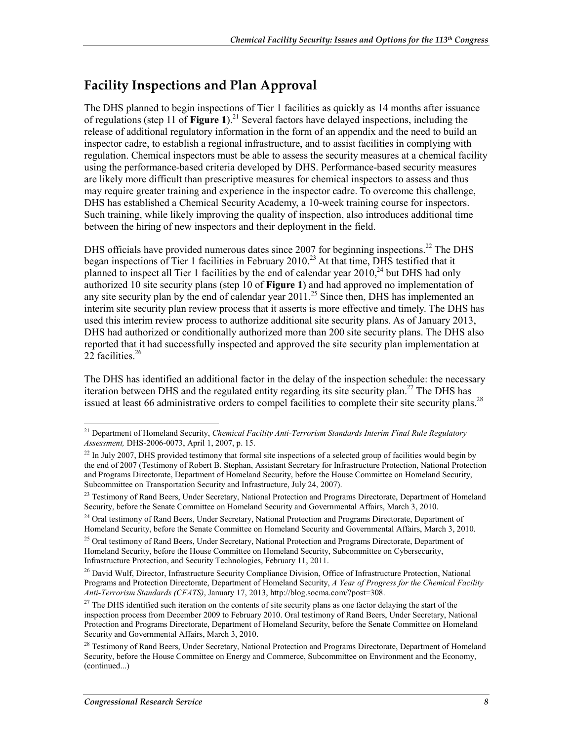## Facility Inspections and Plan Approval

The DHS planned to begin inspections of Tier 1 facilities as quickly as 14 months after issuance of regulations (step 11 of **Figure 1**).[21] Several factors have delayed inspections, including the release of additional regulatory information in the form of an appendix and the need to build an inspector cadre, to establish a regional infrastructure, and to assist facilities in complying with regulation. Chemical inspectors must be able to assess the security measures at a chemical facility using the performance-based criteria developed by DHS. Performance-based security measures are likely more difficult than prescriptive measures for chemical inspectors to assess and thus may require greater training and experience in the inspector cadre. To overcome this challenge, DHS has established a Chemical Security Academy, a 10-week training course for inspectors. Such training, while likely improving the quality of inspection, also introduces additional time between the hiring of new inspectors and their deployment in the field.

DHS officials have provided numerous dates since 2007 for beginning inspections.[22] The DHS began inspections of Tier 1 facilities in February 2010.[23] At that time, DHS testified that it planned to inspect all Tier 1 facilities by the end of calendar year 2010,[24] but DHS had only authorized 10 site security plans (step 10 of **Figure 1**) and had approved no implementation of any site security plan by the end of calendar year 2011.[25] Since then, DHS has implemented an interim site security plan review process that it asserts is more effective and timely. The DHS has used this interim review process to authorize additional site security plans. As of January 2013, DHS had authorized or conditionally authorized more than 200 site security plans. The DHS also reported that it had successfully inspected and approved the site security plan implementation at 22 facilities.[26]

The DHS has identified an additional factor in the delay of the inspection schedule: the necessary iteration between DHS and the regulated entity regarding its site security plan.[27] The DHS has issued at least 66 administrative orders to compel facilities to complete their site security plans.[28]

---

[21] Department of Homeland Security, *Chemical Facility Anti-Terrorism Standards Interim Final Rule Regulatory Assessment,* DHS-2006-0073, April 1, 2007, p. 15.

[22] In July 2007, DHS provided testimony that formal site inspections of a selected group of facilities would begin by the end of 2007 (Testimony of Robert B. Stephan, Assistant Secretary for Infrastructure Protection, National Protection and Programs Directorate, Department of Homeland Security, before the House Committee on Homeland Security, Subcommittee on Transportation Security and Infrastructure, July 24, 2007).

[23] Testimony of Rand Beers, Under Secretary, National Protection and Programs Directorate, Department of Homeland Security, before the Senate Committee on Homeland Security and Governmental Affairs, March 3, 2010.

[24] Oral testimony of Rand Beers, Under Secretary, National Protection and Programs Directorate, Department of Homeland Security, before the Senate Committee on Homeland Security and Governmental Affairs, March 3, 2010.

[25] Oral testimony of Rand Beers, Under Secretary, National Protection and Programs Directorate, Department of Homeland Security, before the House Committee on Homeland Security, Subcommittee on Cybersecurity, Infrastructure Protection, and Security Technologies, February 11, 2011.

[26] David Wulf, Director, Infrastructure Security Compliance Division, Office of Infrastructure Protection, National Programs and Protection Directorate, Department of Homeland Security, *A Year of Progress for the Chemical Facility Anti-Terrorism Standards (CFATS)*, January 17, 2013, http://blog.socma.com/?post=308.

[27] The DHS identified such iteration on the contents of site security plans as one factor delaying the start of the inspection process from December 2009 to February 2010. Oral testimony of Rand Beers, Under Secretary, National Protection and Programs Directorate, Department of Homeland Security, before the Senate Committee on Homeland Security and Governmental Affairs, March 3, 2010.

[28] Testimony of Rand Beers, Under Secretary, National Protection and Programs Directorate, Department of Homeland Security, before the House Committee on Energy and Commerce, Subcommittee on Environment and the Economy, (continued...)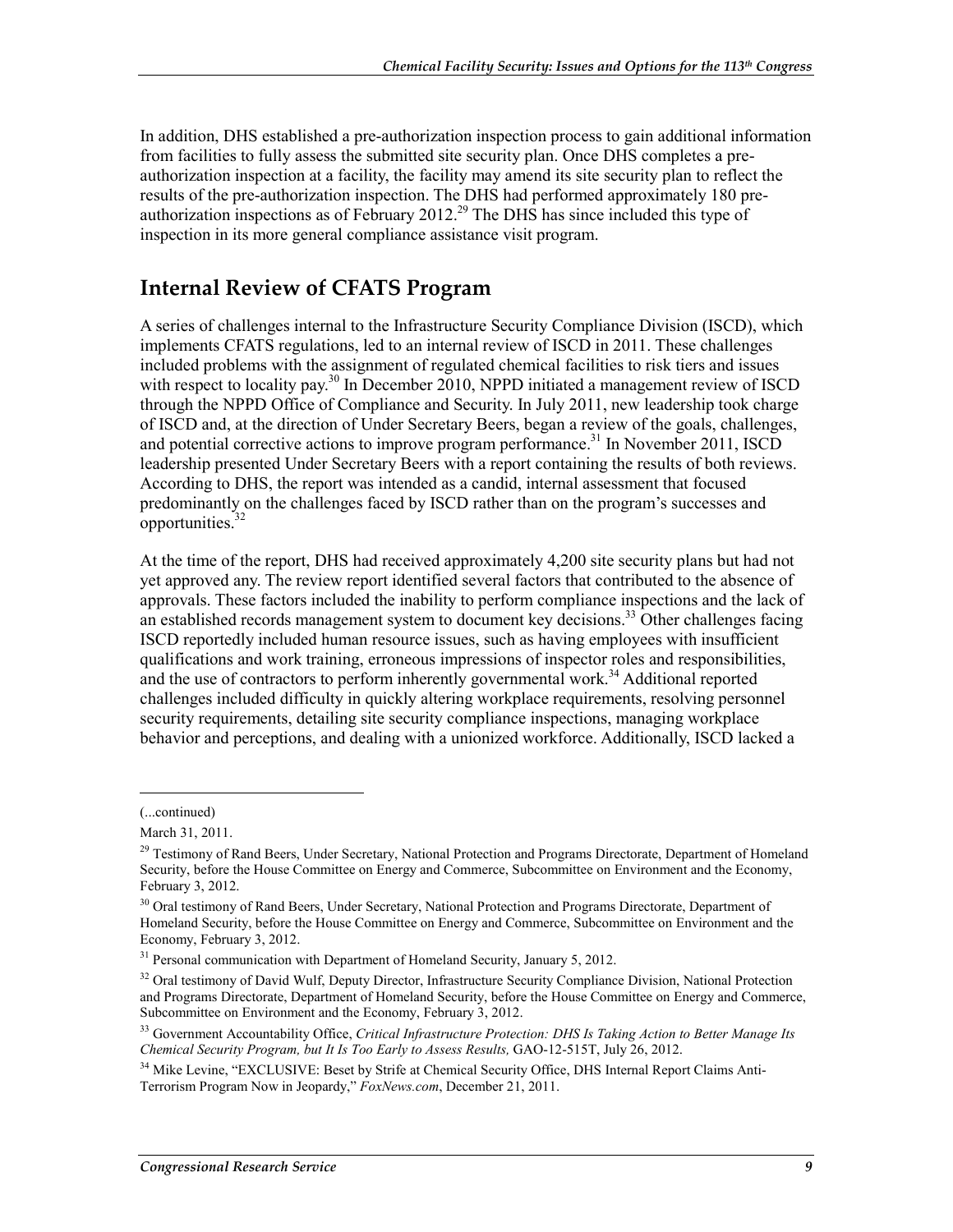In addition, DHS established a pre-authorization inspection process to gain additional information from facilities to fully assess the submitted site security plan. Once DHS completes a pre-authorization inspection at a facility, the facility may amend its site security plan to reflect the results of the pre-authorization inspection. The DHS had performed approximately 180 pre-authorization inspections as of February 2012.[29] The DHS has since included this type of inspection in its more general compliance assistance visit program.

## Internal Review of CFATS Program

A series of challenges internal to the Infrastructure Security Compliance Division (ISCD), which implements CFATS regulations, led to an internal review of ISCD in 2011. These challenges included problems with the assignment of regulated chemical facilities to risk tiers and issues with respect to locality pay.[30] In December 2010, NPPD initiated a management review of ISCD through the NPPD Office of Compliance and Security. In July 2011, new leadership took charge of ISCD and, at the direction of Under Secretary Beers, began a review of the goals, challenges, and potential corrective actions to improve program performance.[31] In November 2011, ISCD leadership presented Under Secretary Beers with a report containing the results of both reviews. According to DHS, the report was intended as a candid, internal assessment that focused predominantly on the challenges faced by ISCD rather than on the program's successes and opportunities.[32]

At the time of the report, DHS had received approximately 4,200 site security plans but had not yet approved any. The review report identified several factors that contributed to the absence of approvals. These factors included the inability to perform compliance inspections and the lack of an established records management system to document key decisions.[33] Other challenges facing ISCD reportedly included human resource issues, such as having employees with insufficient qualifications and work training, erroneous impressions of inspector roles and responsibilities, and the use of contractors to perform inherently governmental work.[34] Additional reported challenges included difficulty in quickly altering workplace requirements, resolving personnel security requirements, detailing site security compliance inspections, managing workplace behavior and perceptions, and dealing with a unionized workforce. Additionally, ISCD lacked a

---

(...continued)

March 31, 2011.

[29] Testimony of Rand Beers, Under Secretary, National Protection and Programs Directorate, Department of Homeland Security, before the House Committee on Energy and Commerce, Subcommittee on Environment and the Economy, February 3, 2012.

[30] Oral testimony of Rand Beers, Under Secretary, National Protection and Programs Directorate, Department of Homeland Security, before the House Committee on Energy and Commerce, Subcommittee on Environment and the Economy, February 3, 2012.

[31] Personal communication with Department of Homeland Security, January 5, 2012.

[32] Oral testimony of David Wulf, Deputy Director, Infrastructure Security Compliance Division, National Protection and Programs Directorate, Department of Homeland Security, before the House Committee on Energy and Commerce, Subcommittee on Environment and the Economy, February 3, 2012.

[33] Government Accountability Office, *Critical Infrastructure Protection: DHS Is Taking Action to Better Manage Its Chemical Security Program, but It Is Too Early to Assess Results,* GAO-12-515T, July 26, 2012.

[34] Mike Levine, "EXCLUSIVE: Beset by Strife at Chemical Security Office, DHS Internal Report Claims Anti-Terrorism Program Now in Jeopardy," *FoxNews.com*, December 21, 2011.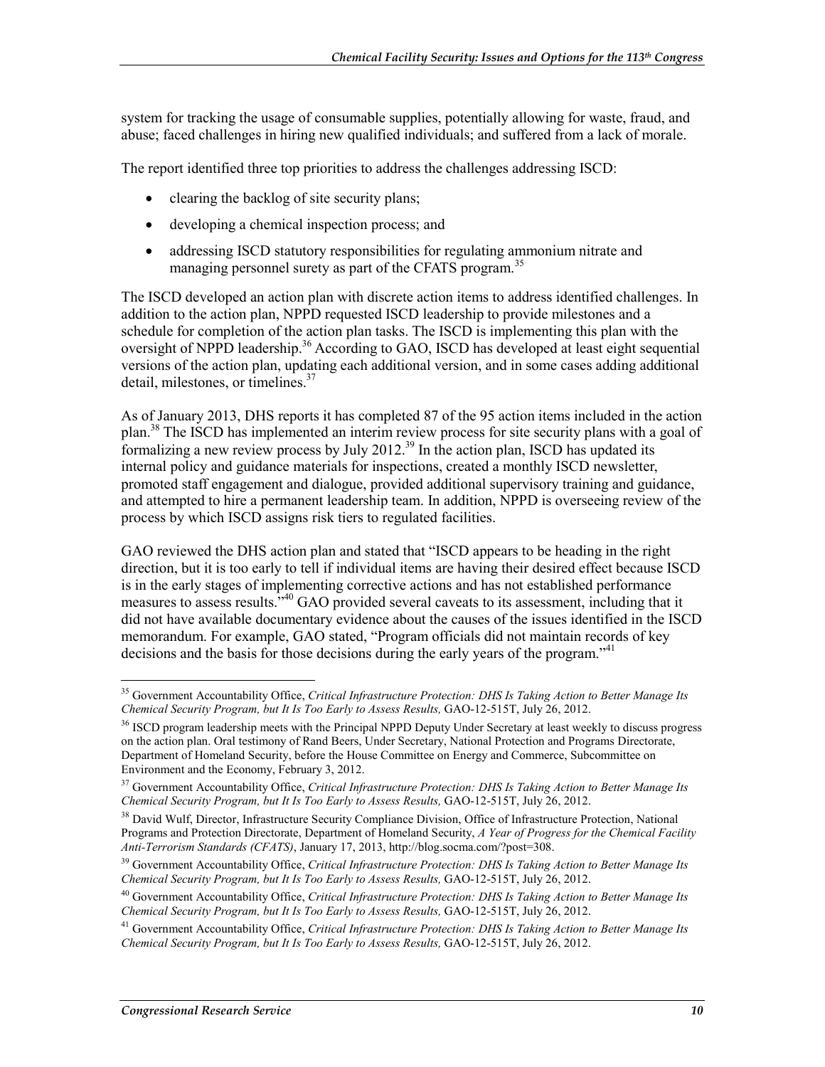system for tracking the usage of consumable supplies, potentially allowing for waste, fraud, and abuse; faced challenges in hiring new qualified individuals; and suffered from a lack of morale.

The report identified three top priorities to address the challenges addressing ISCD:

- clearing the backlog of site security plans;
- developing a chemical inspection process; and
- addressing ISCD statutory responsibilities for regulating ammonium nitrate and managing personnel surety as part of the CFATS program.[35]

The ISCD developed an action plan with discrete action items to address identified challenges. In addition to the action plan, NPPD requested ISCD leadership to provide milestones and a schedule for completion of the action plan tasks. The ISCD is implementing this plan with the oversight of NPPD leadership.[36] According to GAO, ISCD has developed at least eight sequential versions of the action plan, updating each additional version, and in some cases adding additional detail, milestones, or timelines.[37]

As of January 2013, DHS reports it has completed 87 of the 95 action items included in the action plan.[38] The ISCD has implemented an interim review process for site security plans with a goal of formalizing a new review process by July 2012.[39] In the action plan, ISCD has updated its internal policy and guidance materials for inspections, created a monthly ISCD newsletter, promoted staff engagement and dialogue, provided additional supervisory training and guidance, and attempted to hire a permanent leadership team. In addition, NPPD is overseeing review of the process by which ISCD assigns risk tiers to regulated facilities.

GAO reviewed the DHS action plan and stated that "ISCD appears to be heading in the right direction, but it is too early to tell if individual items are having their desired effect because ISCD is in the early stages of implementing corrective actions and has not established performance measures to assess results."[40] GAO provided several caveats to its assessment, including that it did not have available documentary evidence about the causes of the issues identified in the ISCD memorandum. For example, GAO stated, "Program officials did not maintain records of key decisions and the basis for those decisions during the early years of the program."[41]

---

[35] Government Accountability Office, *Critical Infrastructure Protection: DHS Is Taking Action to Better Manage Its Chemical Security Program, but It Is Too Early to Assess Results,* GAO-12-515T, July 26, 2012.

[36] ISCD program leadership meets with the Principal NPPD Deputy Under Secretary at least weekly to discuss progress on the action plan. Oral testimony of Rand Beers, Under Secretary, National Protection and Programs Directorate, Department of Homeland Security, before the House Committee on Energy and Commerce, Subcommittee on Environment and the Economy, February 3, 2012.

[37] Government Accountability Office, *Critical Infrastructure Protection: DHS Is Taking Action to Better Manage Its Chemical Security Program, but It Is Too Early to Assess Results,* GAO-12-515T, July 26, 2012.

[38] David Wulf, Director, Infrastructure Security Compliance Division, Office of Infrastructure Protection, National Programs and Protection Directorate, Department of Homeland Security, *A Year of Progress for the Chemical Facility Anti-Terrorism Standards (CFATS)*, January 17, 2013, http://blog.socma.com/?post=308.

[39] Government Accountability Office, *Critical Infrastructure Protection: DHS Is Taking Action to Better Manage Its Chemical Security Program, but It Is Too Early to Assess Results,* GAO-12-515T, July 26, 2012.

[40] Government Accountability Office, *Critical Infrastructure Protection: DHS Is Taking Action to Better Manage Its Chemical Security Program, but It Is Too Early to Assess Results,* GAO-12-515T, July 26, 2012.

[41] Government Accountability Office, *Critical Infrastructure Protection: DHS Is Taking Action to Better Manage Its Chemical Security Program, but It Is Too Early to Assess Results,* GAO-12-515T, July 26, 2012.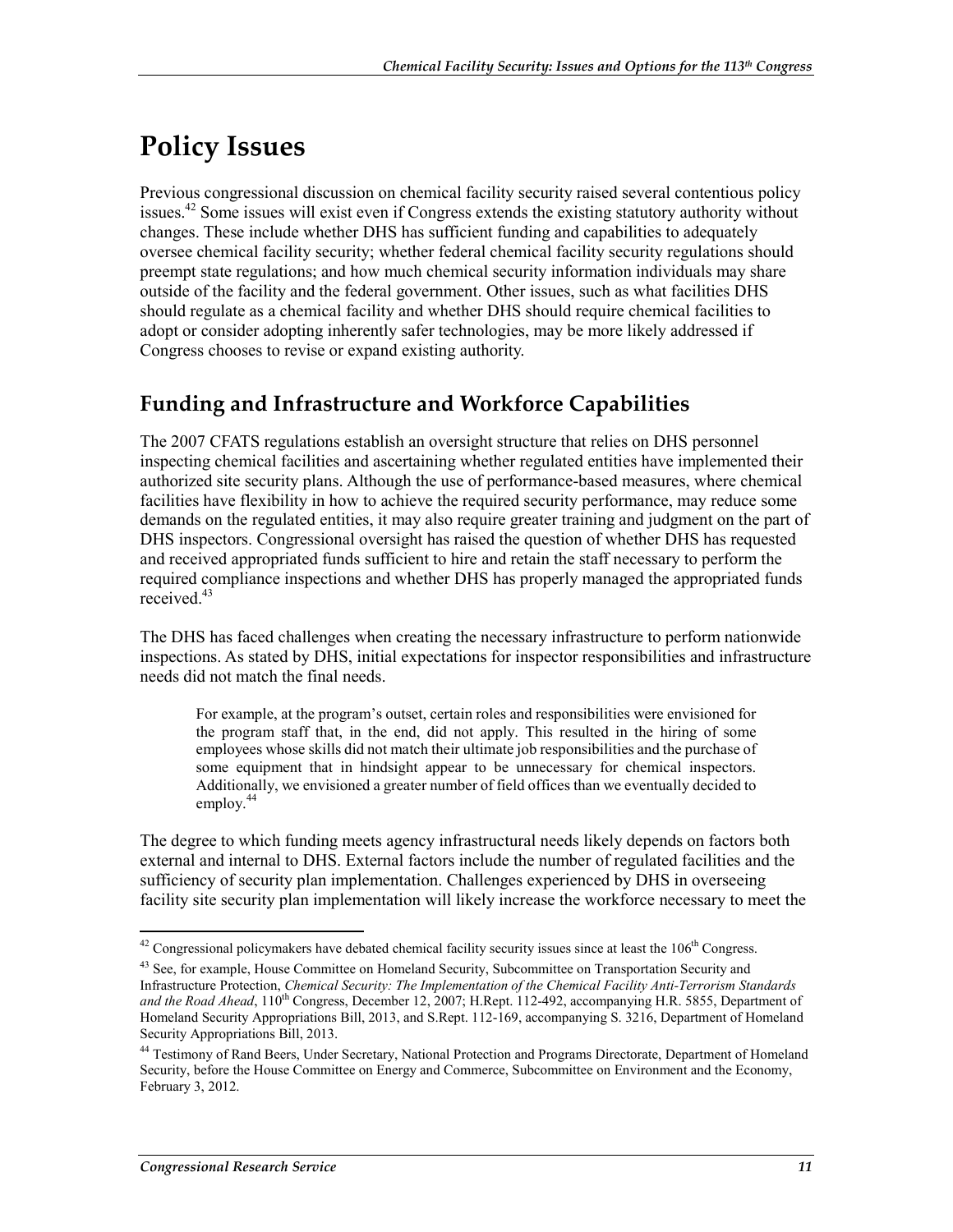# Policy Issues

Previous congressional discussion on chemical facility security raised several contentious policy issues.[42] Some issues will exist even if Congress extends the existing statutory authority without changes. These include whether DHS has sufficient funding and capabilities to adequately oversee chemical facility security; whether federal chemical facility security regulations should preempt state regulations; and how much chemical security information individuals may share outside of the facility and the federal government. Other issues, such as what facilities DHS should regulate as a chemical facility and whether DHS should require chemical facilities to adopt or consider adopting inherently safer technologies, may be more likely addressed if Congress chooses to revise or expand existing authority.

## Funding and Infrastructure and Workforce Capabilities

The 2007 CFATS regulations establish an oversight structure that relies on DHS personnel inspecting chemical facilities and ascertaining whether regulated entities have implemented their authorized site security plans. Although the use of performance-based measures, where chemical facilities have flexibility in how to achieve the required security performance, may reduce some demands on the regulated entities, it may also require greater training and judgment on the part of DHS inspectors. Congressional oversight has raised the question of whether DHS has requested and received appropriated funds sufficient to hire and retain the staff necessary to perform the required compliance inspections and whether DHS has properly managed the appropriated funds received.[43]

The DHS has faced challenges when creating the necessary infrastructure to perform nationwide inspections. As stated by DHS, initial expectations for inspector responsibilities and infrastructure needs did not match the final needs.

> For example, at the program's outset, certain roles and responsibilities were envisioned for the program staff that, in the end, did not apply. This resulted in the hiring of some employees whose skills did not match their ultimate job responsibilities and the purchase of some equipment that in hindsight appear to be unnecessary for chemical inspectors. Additionally, we envisioned a greater number of field offices than we eventually decided to employ.[44]

The degree to which funding meets agency infrastructural needs likely depends on factors both external and internal to DHS. External factors include the number of regulated facilities and the sufficiency of security plan implementation. Challenges experienced by DHS in overseeing facility site security plan implementation will likely increase the workforce necessary to meet the

---

[42] Congressional policymakers have debated chemical facility security issues since at least the 106th Congress.

[43] See, for example, House Committee on Homeland Security, Subcommittee on Transportation Security and Infrastructure Protection, *Chemical Security: The Implementation of the Chemical Facility Anti-Terrorism Standards and the Road Ahead*, 110th Congress, December 12, 2007; H.Rept. 112-492, accompanying H.R. 5855, Department of Homeland Security Appropriations Bill, 2013, and S.Rept. 112-169, accompanying S. 3216, Department of Homeland Security Appropriations Bill, 2013.

[44] Testimony of Rand Beers, Under Secretary, National Protection and Programs Directorate, Department of Homeland Security, before the House Committee on Energy and Commerce, Subcommittee on Environment and the Economy, February 3, 2012.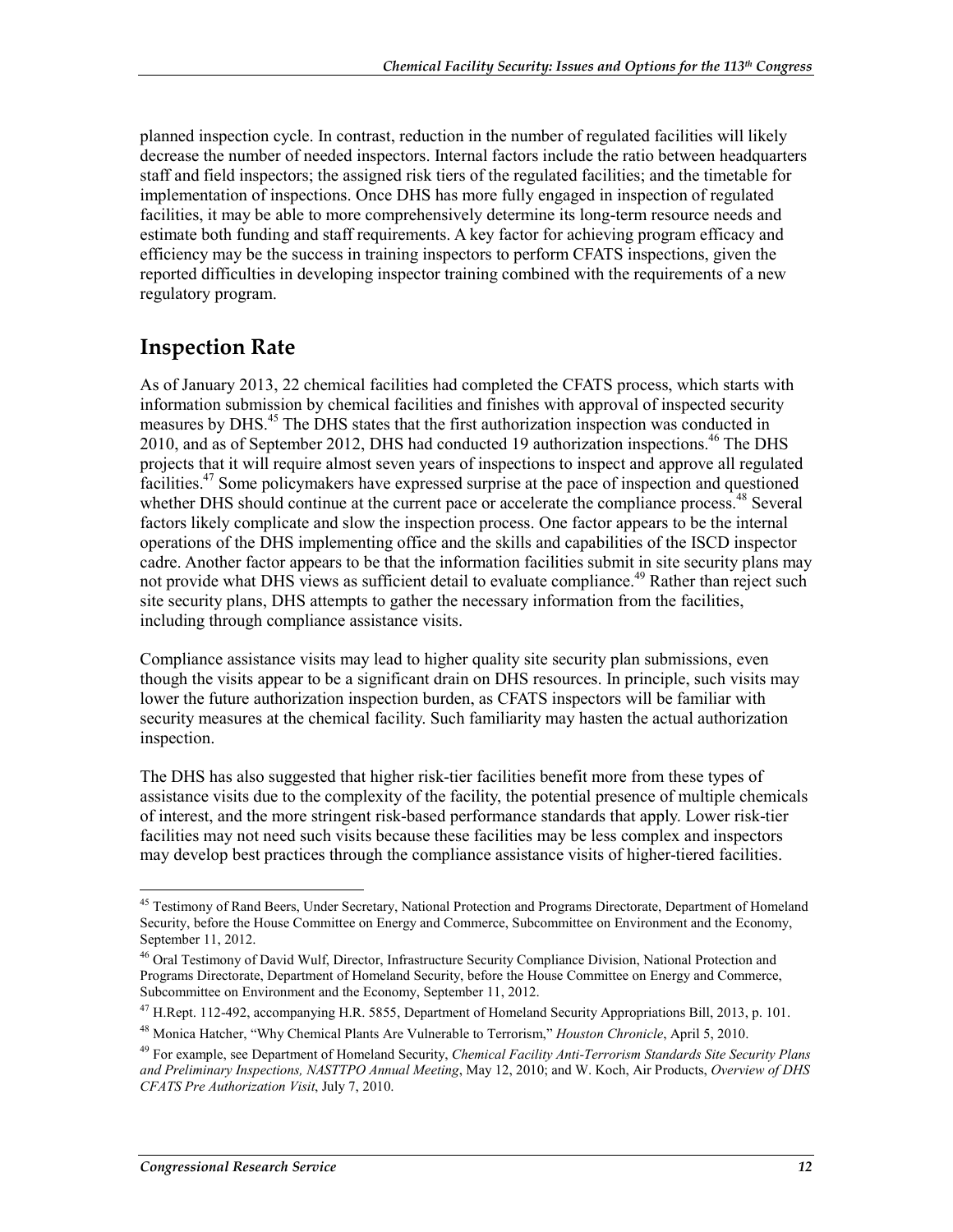planned inspection cycle. In contrast, reduction in the number of regulated facilities will likely decrease the number of needed inspectors. Internal factors include the ratio between headquarters staff and field inspectors; the assigned risk tiers of the regulated facilities; and the timetable for implementation of inspections. Once DHS has more fully engaged in inspection of regulated facilities, it may be able to more comprehensively determine its long-term resource needs and estimate both funding and staff requirements. A key factor for achieving program efficacy and efficiency may be the success in training inspectors to perform CFATS inspections, given the reported difficulties in developing inspector training combined with the requirements of a new regulatory program.

## Inspection Rate

As of January 2013, 22 chemical facilities had completed the CFATS process, which starts with information submission by chemical facilities and finishes with approval of inspected security measures by DHS.[45] The DHS states that the first authorization inspection was conducted in 2010, and as of September 2012, DHS had conducted 19 authorization inspections.[46] The DHS projects that it will require almost seven years of inspections to inspect and approve all regulated facilities.[47] Some policymakers have expressed surprise at the pace of inspection and questioned whether DHS should continue at the current pace or accelerate the compliance process.[48] Several factors likely complicate and slow the inspection process. One factor appears to be the internal operations of the DHS implementing office and the skills and capabilities of the ISCD inspector cadre. Another factor appears to be that the information facilities submit in site security plans may not provide what DHS views as sufficient detail to evaluate compliance.[49] Rather than reject such site security plans, DHS attempts to gather the necessary information from the facilities, including through compliance assistance visits.

Compliance assistance visits may lead to higher quality site security plan submissions, even though the visits appear to be a significant drain on DHS resources. In principle, such visits may lower the future authorization inspection burden, as CFATS inspectors will be familiar with security measures at the chemical facility. Such familiarity may hasten the actual authorization inspection.

The DHS has also suggested that higher risk-tier facilities benefit more from these types of assistance visits due to the complexity of the facility, the potential presence of multiple chemicals of interest, and the more stringent risk-based performance standards that apply. Lower risk-tier facilities may not need such visits because these facilities may be less complex and inspectors may develop best practices through the compliance assistance visits of higher-tiered facilities.

---

[45] Testimony of Rand Beers, Under Secretary, National Protection and Programs Directorate, Department of Homeland Security, before the House Committee on Energy and Commerce, Subcommittee on Environment and the Economy, September 11, 2012.

[46] Oral Testimony of David Wulf, Director, Infrastructure Security Compliance Division, National Protection and Programs Directorate, Department of Homeland Security, before the House Committee on Energy and Commerce, Subcommittee on Environment and the Economy, September 11, 2012.

[47] H.Rept. 112-492, accompanying H.R. 5855, Department of Homeland Security Appropriations Bill, 2013, p. 101.

[48] Monica Hatcher, "Why Chemical Plants Are Vulnerable to Terrorism," *Houston Chronicle*, April 5, 2010.

[49] For example, see Department of Homeland Security, *Chemical Facility Anti-Terrorism Standards Site Security Plans and Preliminary Inspections, NASTTPO Annual Meeting*, May 12, 2010; and W. Koch, Air Products, *Overview of DHS CFATS Pre Authorization Visit*, July 7, 2010.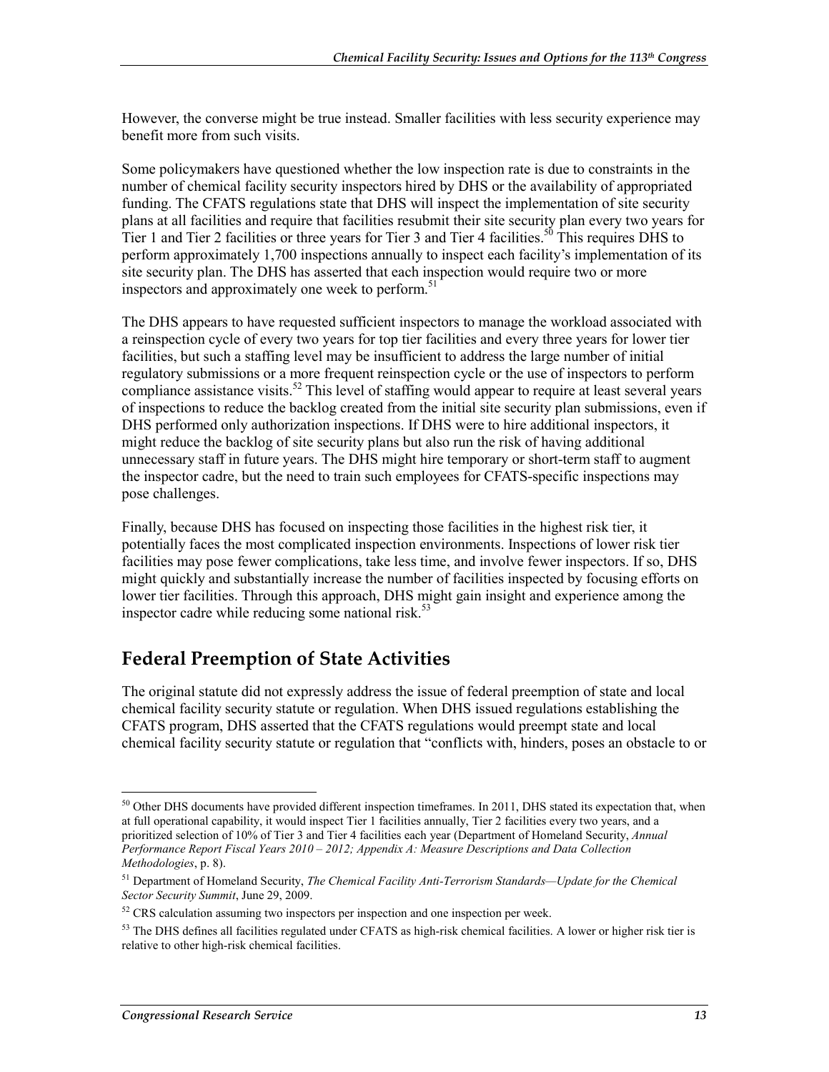However, the converse might be true instead. Smaller facilities with less security experience may benefit more from such visits.

Some policymakers have questioned whether the low inspection rate is due to constraints in the number of chemical facility security inspectors hired by DHS or the availability of appropriated funding. The CFATS regulations state that DHS will inspect the implementation of site security plans at all facilities and require that facilities resubmit their site security plan every two years for Tier 1 and Tier 2 facilities or three years for Tier 3 and Tier 4 facilities.[50] This requires DHS to perform approximately 1,700 inspections annually to inspect each facility's implementation of its site security plan. The DHS has asserted that each inspection would require two or more inspectors and approximately one week to perform.[51]

The DHS appears to have requested sufficient inspectors to manage the workload associated with a reinspection cycle of every two years for top tier facilities and every three years for lower tier facilities, but such a staffing level may be insufficient to address the large number of initial regulatory submissions or a more frequent reinspection cycle or the use of inspectors to perform compliance assistance visits.[52] This level of staffing would appear to require at least several years of inspections to reduce the backlog created from the initial site security plan submissions, even if DHS performed only authorization inspections. If DHS were to hire additional inspectors, it might reduce the backlog of site security plans but also run the risk of having additional unnecessary staff in future years. The DHS might hire temporary or short-term staff to augment the inspector cadre, but the need to train such employees for CFATS-specific inspections may pose challenges.

Finally, because DHS has focused on inspecting those facilities in the highest risk tier, it potentially faces the most complicated inspection environments. Inspections of lower risk tier facilities may pose fewer complications, take less time, and involve fewer inspectors. If so, DHS might quickly and substantially increase the number of facilities inspected by focusing efforts on lower tier facilities. Through this approach, DHS might gain insight and experience among the inspector cadre while reducing some national risk.[53]

## Federal Preemption of State Activities

The original statute did not expressly address the issue of federal preemption of state and local chemical facility security statute or regulation. When DHS issued regulations establishing the CFATS program, DHS asserted that the CFATS regulations would preempt state and local chemical facility security statute or regulation that "conflicts with, hinders, poses an obstacle to or

---

[50] Other DHS documents have provided different inspection timeframes. In 2011, DHS stated its expectation that, when at full operational capability, it would inspect Tier 1 facilities annually, Tier 2 facilities every two years, and a prioritized selection of 10% of Tier 3 and Tier 4 facilities each year (Department of Homeland Security, *Annual Performance Report Fiscal Years 2010 – 2012; Appendix A: Measure Descriptions and Data Collection Methodologies*, p. 8).

[51] Department of Homeland Security, *The Chemical Facility Anti-Terrorism Standards—Update for the Chemical Sector Security Summit*, June 29, 2009.

[52] CRS calculation assuming two inspectors per inspection and one inspection per week.

[53] The DHS defines all facilities regulated under CFATS as high-risk chemical facilities. A lower or higher risk tier is relative to other high-risk chemical facilities.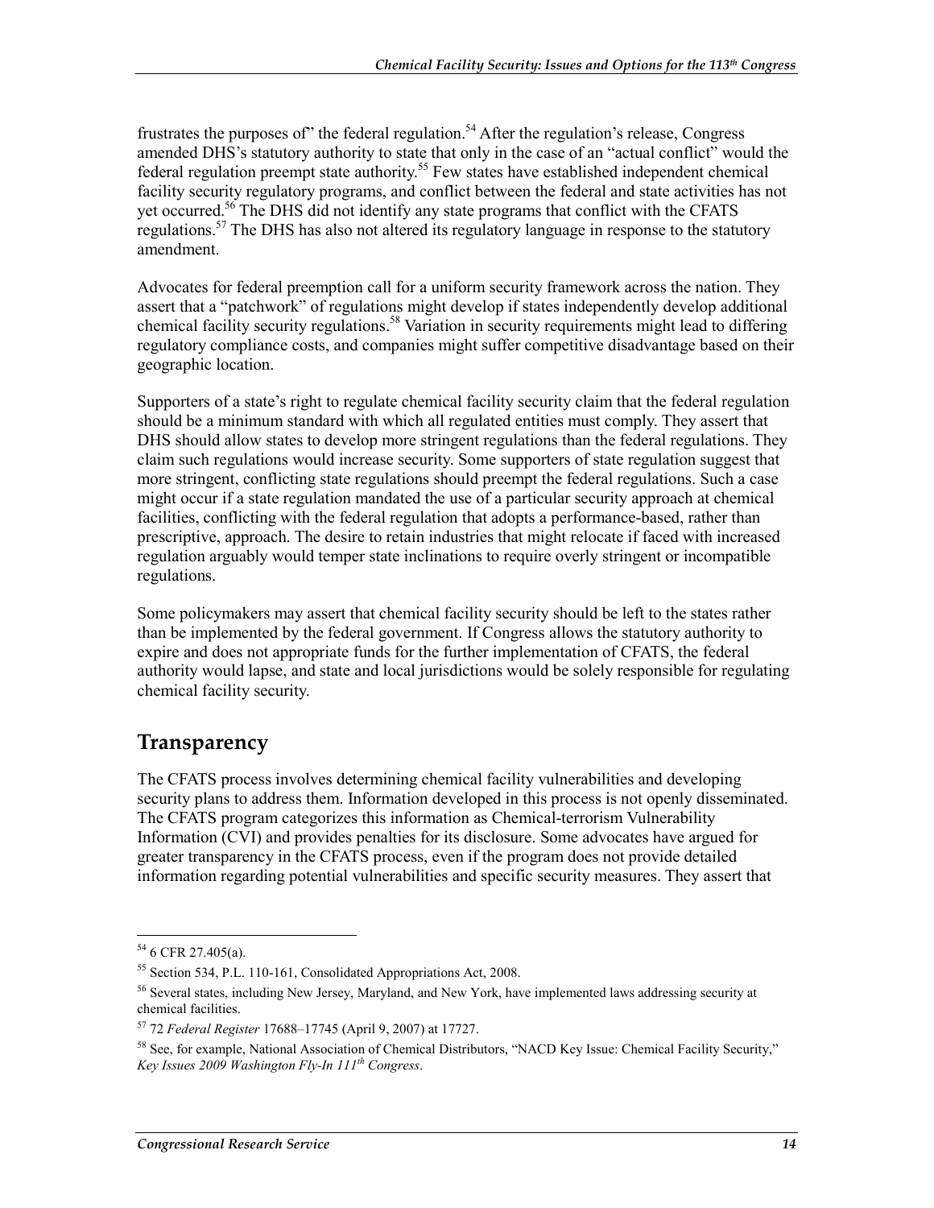frustrates the purposes of" the federal regulation.[54] After the regulation's release, Congress amended DHS's statutory authority to state that only in the case of an "actual conflict" would the federal regulation preempt state authority.[55] Few states have established independent chemical facility security regulatory programs, and conflict between the federal and state activities has not yet occurred.[56] The DHS did not identify any state programs that conflict with the CFATS regulations.[57] The DHS has also not altered its regulatory language in response to the statutory amendment.

Advocates for federal preemption call for a uniform security framework across the nation. They assert that a "patchwork" of regulations might develop if states independently develop additional chemical facility security regulations.[58] Variation in security requirements might lead to differing regulatory compliance costs, and companies might suffer competitive disadvantage based on their geographic location.

Supporters of a state's right to regulate chemical facility security claim that the federal regulation should be a minimum standard with which all regulated entities must comply. They assert that DHS should allow states to develop more stringent regulations than the federal regulations. They claim such regulations would increase security. Some supporters of state regulation suggest that more stringent, conflicting state regulations should preempt the federal regulations. Such a case might occur if a state regulation mandated the use of a particular security approach at chemical facilities, conflicting with the federal regulation that adopts a performance-based, rather than prescriptive, approach. The desire to retain industries that might relocate if faced with increased regulation arguably would temper state inclinations to require overly stringent or incompatible regulations.

Some policymakers may assert that chemical facility security should be left to the states rather than be implemented by the federal government. If Congress allows the statutory authority to expire and does not appropriate funds for the further implementation of CFATS, the federal authority would lapse, and state and local jurisdictions would be solely responsible for regulating chemical facility security.

## Transparency

The CFATS process involves determining chemical facility vulnerabilities and developing security plans to address them. Information developed in this process is not openly disseminated. The CFATS program categorizes this information as Chemical-terrorism Vulnerability Information (CVI) and provides penalties for its disclosure. Some advocates have argued for greater transparency in the CFATS process, even if the program does not provide detailed information regarding potential vulnerabilities and specific security measures. They assert that

---

[54] 6 CFR 27.405(a).

[55] Section 534, P.L. 110-161, Consolidated Appropriations Act, 2008.

[56] Several states, including New Jersey, Maryland, and New York, have implemented laws addressing security at chemical facilities.

[57] 72 *Federal Register* 17688–17745 (April 9, 2007) at 17727.

[58] See, for example, National Association of Chemical Distributors, "NACD Key Issue: Chemical Facility Security," *Key Issues 2009 Washington Fly-In 111th Congress*.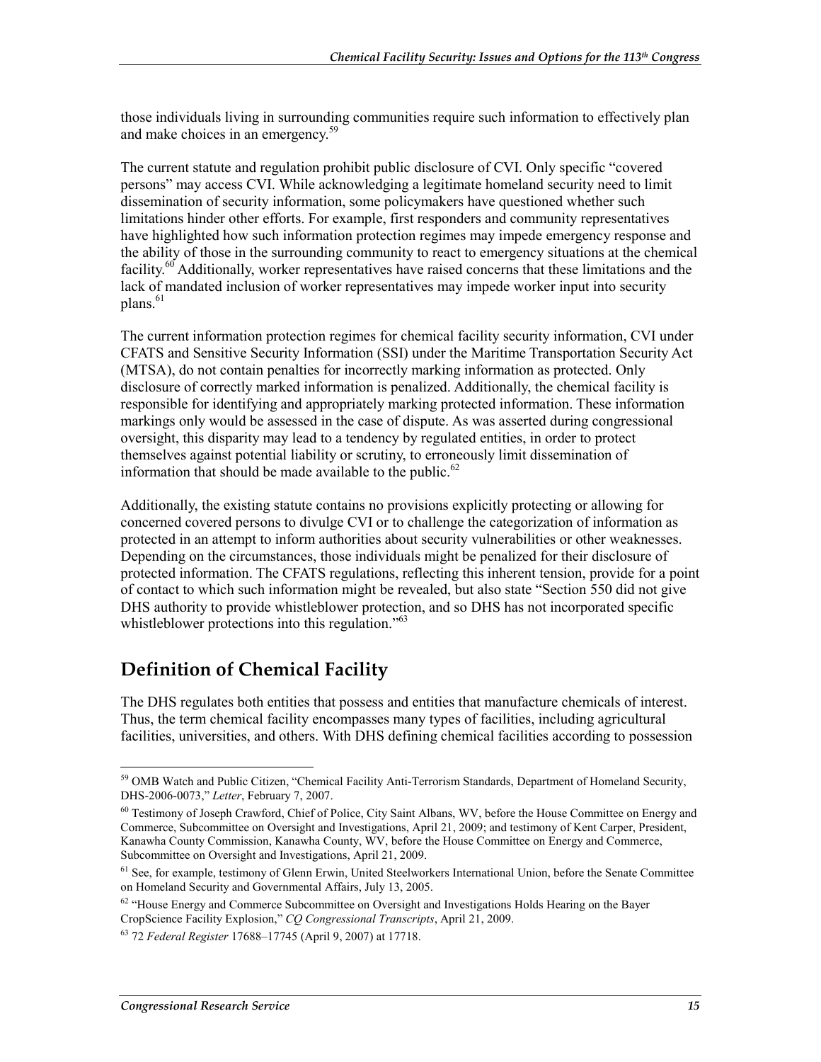those individuals living in surrounding communities require such information to effectively plan and make choices in an emergency.[59]

The current statute and regulation prohibit public disclosure of CVI. Only specific "covered persons" may access CVI. While acknowledging a legitimate homeland security need to limit dissemination of security information, some policymakers have questioned whether such limitations hinder other efforts. For example, first responders and community representatives have highlighted how such information protection regimes may impede emergency response and the ability of those in the surrounding community to react to emergency situations at the chemical facility.[60] Additionally, worker representatives have raised concerns that these limitations and the lack of mandated inclusion of worker representatives may impede worker input into security plans.[61]

The current information protection regimes for chemical facility security information, CVI under CFATS and Sensitive Security Information (SSI) under the Maritime Transportation Security Act (MTSA), do not contain penalties for incorrectly marking information as protected. Only disclosure of correctly marked information is penalized. Additionally, the chemical facility is responsible for identifying and appropriately marking protected information. These information markings only would be assessed in the case of dispute. As was asserted during congressional oversight, this disparity may lead to a tendency by regulated entities, in order to protect themselves against potential liability or scrutiny, to erroneously limit dissemination of information that should be made available to the public.[62]

Additionally, the existing statute contains no provisions explicitly protecting or allowing for concerned covered persons to divulge CVI or to challenge the categorization of information as protected in an attempt to inform authorities about security vulnerabilities or other weaknesses. Depending on the circumstances, those individuals might be penalized for their disclosure of protected information. The CFATS regulations, reflecting this inherent tension, provide for a point of contact to which such information might be revealed, but also state "Section 550 did not give DHS authority to provide whistleblower protection, and so DHS has not incorporated specific whistleblower protections into this regulation."[63]

## Definition of Chemical Facility

The DHS regulates both entities that possess and entities that manufacture chemicals of interest. Thus, the term chemical facility encompasses many types of facilities, including agricultural facilities, universities, and others. With DHS defining chemical facilities according to possession

---

[59] OMB Watch and Public Citizen, "Chemical Facility Anti-Terrorism Standards, Department of Homeland Security, DHS-2006-0073," *Letter*, February 7, 2007.

[60] Testimony of Joseph Crawford, Chief of Police, City Saint Albans, WV, before the House Committee on Energy and Commerce, Subcommittee on Oversight and Investigations, April 21, 2009; and testimony of Kent Carper, President, Kanawha County Commission, Kanawha County, WV, before the House Committee on Energy and Commerce, Subcommittee on Oversight and Investigations, April 21, 2009.

[61] See, for example, testimony of Glenn Erwin, United Steelworkers International Union, before the Senate Committee on Homeland Security and Governmental Affairs, July 13, 2005.

[62] "House Energy and Commerce Subcommittee on Oversight and Investigations Holds Hearing on the Bayer CropScience Facility Explosion," *CQ Congressional Transcripts*, April 21, 2009.

[63] 72 *Federal Register* 17688–17745 (April 9, 2007) at 17718.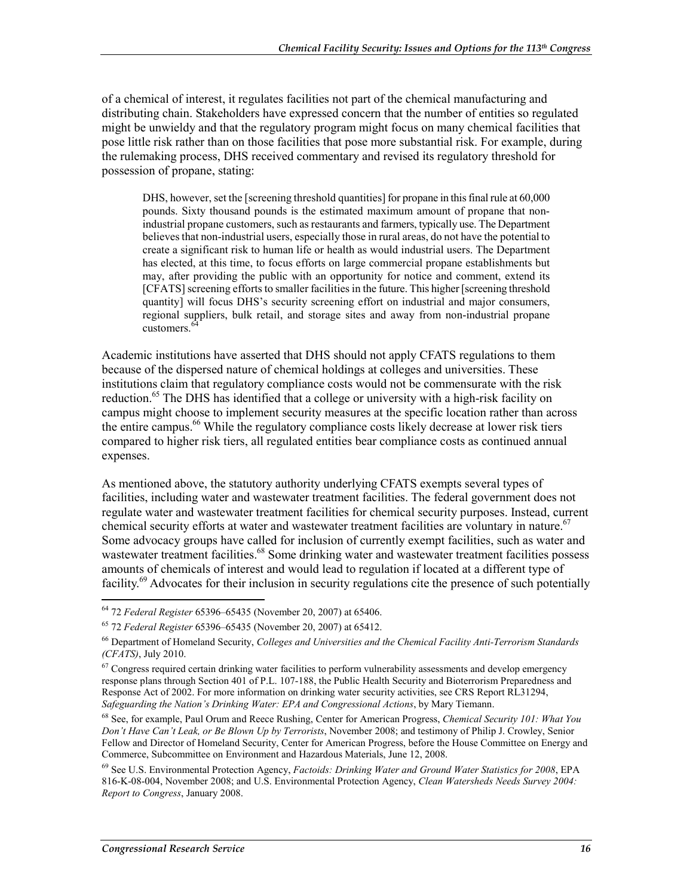of a chemical of interest, it regulates facilities not part of the chemical manufacturing and distributing chain. Stakeholders have expressed concern that the number of entities so regulated might be unwieldy and that the regulatory program might focus on many chemical facilities that pose little risk rather than on those facilities that pose more substantial risk. For example, during the rulemaking process, DHS received commentary and revised its regulatory threshold for possession of propane, stating:

> DHS, however, set the [screening threshold quantities] for propane in this final rule at 60,000 pounds. Sixty thousand pounds is the estimated maximum amount of propane that non-industrial propane customers, such as restaurants and farmers, typically use. The Department believes that non-industrial users, especially those in rural areas, do not have the potential to create a significant risk to human life or health as would industrial users. The Department has elected, at this time, to focus efforts on large commercial propane establishments but may, after providing the public with an opportunity for notice and comment, extend its [CFATS] screening efforts to smaller facilities in the future. This higher [screening threshold quantity] will focus DHS's security screening effort on industrial and major consumers, regional suppliers, bulk retail, and storage sites and away from non-industrial propane customers.[64]

Academic institutions have asserted that DHS should not apply CFATS regulations to them because of the dispersed nature of chemical holdings at colleges and universities. These institutions claim that regulatory compliance costs would not be commensurate with the risk reduction.[65] The DHS has identified that a college or university with a high-risk facility on campus might choose to implement security measures at the specific location rather than across the entire campus.[66] While the regulatory compliance costs likely decrease at lower risk tiers compared to higher risk tiers, all regulated entities bear compliance costs as continued annual expenses.

As mentioned above, the statutory authority underlying CFATS exempts several types of facilities, including water and wastewater treatment facilities. The federal government does not regulate water and wastewater treatment facilities for chemical security purposes. Instead, current chemical security efforts at water and wastewater treatment facilities are voluntary in nature.[67] Some advocacy groups have called for inclusion of currently exempt facilities, such as water and wastewater treatment facilities.[68] Some drinking water and wastewater treatment facilities possess amounts of chemicals of interest and would lead to regulation if located at a different type of facility.[69] Advocates for their inclusion in security regulations cite the presence of such potentially

---

[64] 72 *Federal Register* 65396–65435 (November 20, 2007) at 65406.

[65] 72 *Federal Register* 65396–65435 (November 20, 2007) at 65412.

[66] Department of Homeland Security, *Colleges and Universities and the Chemical Facility Anti-Terrorism Standards (CFATS)*, July 2010.

[67] Congress required certain drinking water facilities to perform vulnerability assessments and develop emergency response plans through Section 401 of P.L. 107-188, the Public Health Security and Bioterrorism Preparedness and Response Act of 2002. For more information on drinking water security activities, see CRS Report RL31294, *Safeguarding the Nation's Drinking Water: EPA and Congressional Actions*, by Mary Tiemann.

[68] See, for example, Paul Orum and Reece Rushing, Center for American Progress, *Chemical Security 101: What You Don't Have Can't Leak, or Be Blown Up by Terrorists*, November 2008; and testimony of Philip J. Crowley, Senior Fellow and Director of Homeland Security, Center for American Progress, before the House Committee on Energy and Commerce, Subcommittee on Environment and Hazardous Materials, June 12, 2008.

[69] See U.S. Environmental Protection Agency, *Factoids: Drinking Water and Ground Water Statistics for 2008*, EPA 816-K-08-004, November 2008; and U.S. Environmental Protection Agency, *Clean Watersheds Needs Survey 2004: Report to Congress*, January 2008.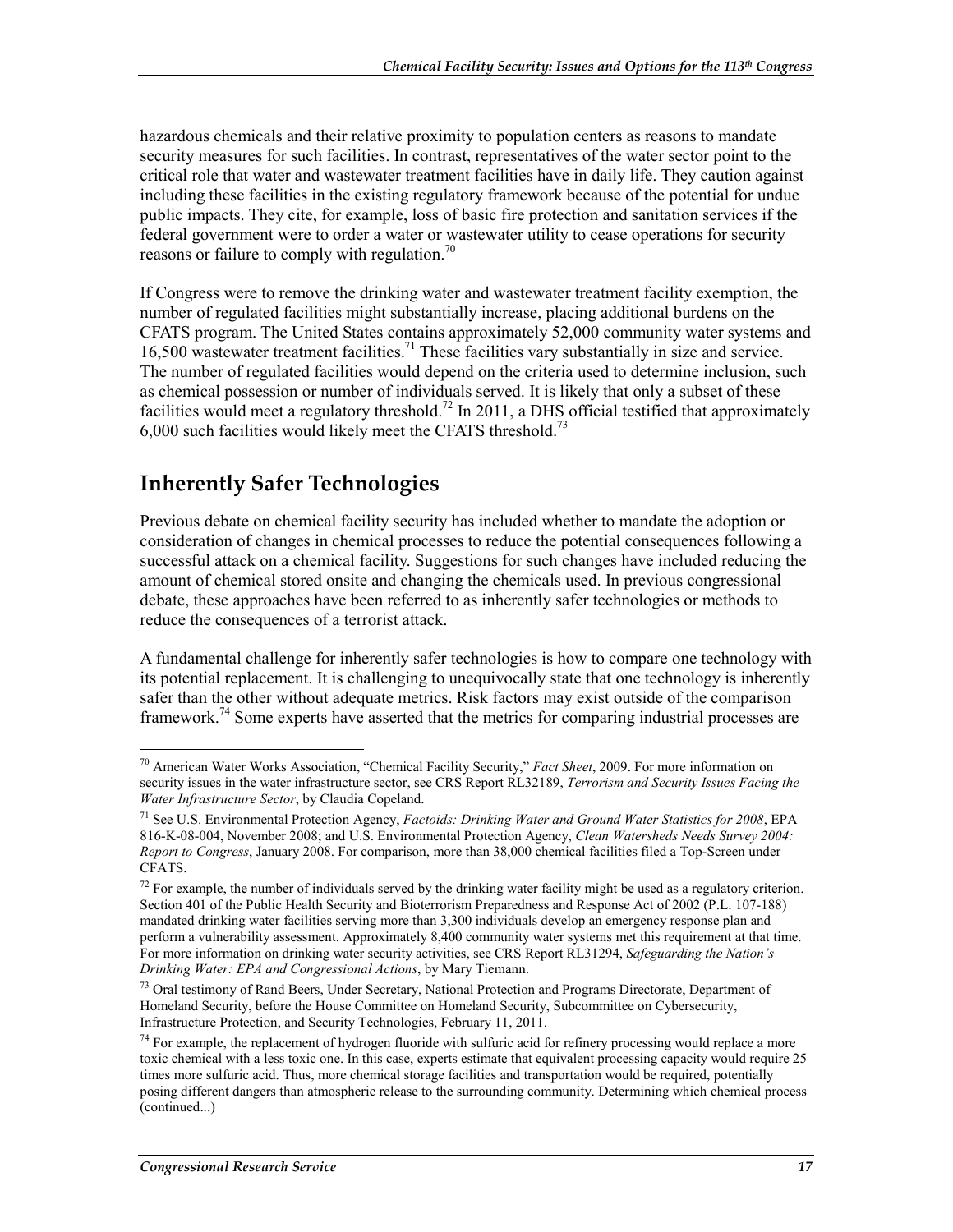hazardous chemicals and their relative proximity to population centers as reasons to mandate security measures for such facilities. In contrast, representatives of the water sector point to the critical role that water and wastewater treatment facilities have in daily life. They caution against including these facilities in the existing regulatory framework because of the potential for undue public impacts. They cite, for example, loss of basic fire protection and sanitation services if the federal government were to order a water or wastewater utility to cease operations for security reasons or failure to comply with regulation.[70]

If Congress were to remove the drinking water and wastewater treatment facility exemption, the number of regulated facilities might substantially increase, placing additional burdens on the CFATS program. The United States contains approximately 52,000 community water systems and 16,500 wastewater treatment facilities.[71] These facilities vary substantially in size and service. The number of regulated facilities would depend on the criteria used to determine inclusion, such as chemical possession or number of individuals served. It is likely that only a subset of these facilities would meet a regulatory threshold.[72] In 2011, a DHS official testified that approximately 6,000 such facilities would likely meet the CFATS threshold.[73]

## Inherently Safer Technologies

Previous debate on chemical facility security has included whether to mandate the adoption or consideration of changes in chemical processes to reduce the potential consequences following a successful attack on a chemical facility. Suggestions for such changes have included reducing the amount of chemical stored onsite and changing the chemicals used. In previous congressional debate, these approaches have been referred to as inherently safer technologies or methods to reduce the consequences of a terrorist attack.

A fundamental challenge for inherently safer technologies is how to compare one technology with its potential replacement. It is challenging to unequivocally state that one technology is inherently safer than the other without adequate metrics. Risk factors may exist outside of the comparison framework.[74] Some experts have asserted that the metrics for comparing industrial processes are

---

[70] American Water Works Association, "Chemical Facility Security," *Fact Sheet*, 2009. For more information on security issues in the water infrastructure sector, see CRS Report RL32189, *Terrorism and Security Issues Facing the Water Infrastructure Sector*, by Claudia Copeland.

[71] See U.S. Environmental Protection Agency, *Factoids: Drinking Water and Ground Water Statistics for 2008*, EPA 816-K-08-004, November 2008; and U.S. Environmental Protection Agency, *Clean Watersheds Needs Survey 2004: Report to Congress*, January 2008. For comparison, more than 38,000 chemical facilities filed a Top-Screen under CFATS.

[72] For example, the number of individuals served by the drinking water facility might be used as a regulatory criterion. Section 401 of the Public Health Security and Bioterrorism Preparedness and Response Act of 2002 (P.L. 107-188) mandated drinking water facilities serving more than 3,300 individuals develop an emergency response plan and perform a vulnerability assessment. Approximately 8,400 community water systems met this requirement at that time. For more information on drinking water security activities, see CRS Report RL31294, *Safeguarding the Nation's Drinking Water: EPA and Congressional Actions*, by Mary Tiemann.

[73] Oral testimony of Rand Beers, Under Secretary, National Protection and Programs Directorate, Department of Homeland Security, before the House Committee on Homeland Security, Subcommittee on Cybersecurity, Infrastructure Protection, and Security Technologies, February 11, 2011.

[74] For example, the replacement of hydrogen fluoride with sulfuric acid for refinery processing would replace a more toxic chemical with a less toxic one. In this case, experts estimate that equivalent processing capacity would require 25 times more sulfuric acid. Thus, more chemical storage facilities and transportation would be required, potentially posing different dangers than atmospheric release to the surrounding community. Determining which chemical process (continued...)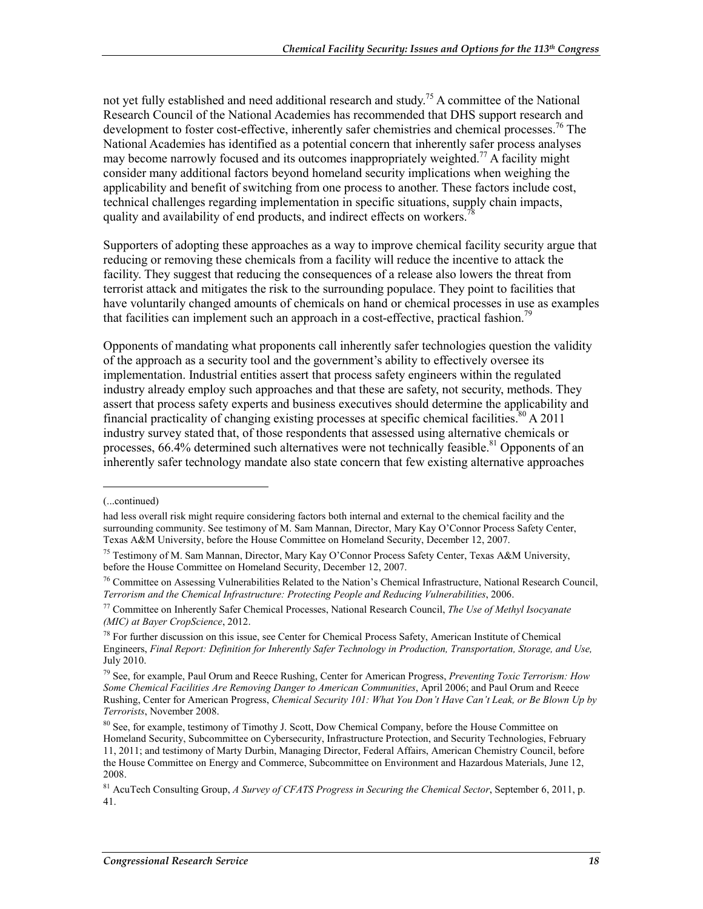not yet fully established and need additional research and study.[75] A committee of the National Research Council of the National Academies has recommended that DHS support research and development to foster cost-effective, inherently safer chemistries and chemical processes.[76] The National Academies has identified as a potential concern that inherently safer process analyses may become narrowly focused and its outcomes inappropriately weighted.[77] A facility might consider many additional factors beyond homeland security implications when weighing the applicability and benefit of switching from one process to another. These factors include cost, technical challenges regarding implementation in specific situations, supply chain impacts, quality and availability of end products, and indirect effects on workers.[78]

Supporters of adopting these approaches as a way to improve chemical facility security argue that reducing or removing these chemicals from a facility will reduce the incentive to attack the facility. They suggest that reducing the consequences of a release also lowers the threat from terrorist attack and mitigates the risk to the surrounding populace. They point to facilities that have voluntarily changed amounts of chemicals on hand or chemical processes in use as examples that facilities can implement such an approach in a cost-effective, practical fashion.[79]

Opponents of mandating what proponents call inherently safer technologies question the validity of the approach as a security tool and the government's ability to effectively oversee its implementation. Industrial entities assert that process safety engineers within the regulated industry already employ such approaches and that these are safety, not security, methods. They assert that process safety experts and business executives should determine the applicability and financial practicality of changing existing processes at specific chemical facilities.[80] A 2011 industry survey stated that, of those respondents that assessed using alternative chemicals or processes, 66.4% determined such alternatives were not technically feasible.[81] Opponents of an inherently safer technology mandate also state concern that few existing alternative approaches

---

(...continued)

had less overall risk might require considering factors both internal and external to the chemical facility and the surrounding community. See testimony of M. Sam Mannan, Director, Mary Kay O'Connor Process Safety Center, Texas A&M University, before the House Committee on Homeland Security, December 12, 2007.

[75] Testimony of M. Sam Mannan, Director, Mary Kay O'Connor Process Safety Center, Texas A&M University, before the House Committee on Homeland Security, December 12, 2007.

[76] Committee on Assessing Vulnerabilities Related to the Nation's Chemical Infrastructure, National Research Council, *Terrorism and the Chemical Infrastructure: Protecting People and Reducing Vulnerabilities*, 2006.

[77] Committee on Inherently Safer Chemical Processes, National Research Council, *The Use of Methyl Isocyanate (MIC) at Bayer CropScience*, 2012.

[78] For further discussion on this issue, see Center for Chemical Process Safety, American Institute of Chemical Engineers, *Final Report: Definition for Inherently Safer Technology in Production, Transportation, Storage, and Use,* July 2010.

[79] See, for example, Paul Orum and Reece Rushing, Center for American Progress, *Preventing Toxic Terrorism: How Some Chemical Facilities Are Removing Danger to American Communities*, April 2006; and Paul Orum and Reece Rushing, Center for American Progress, *Chemical Security 101: What You Don't Have Can't Leak, or Be Blown Up by Terrorists*, November 2008.

[80] See, for example, testimony of Timothy J. Scott, Dow Chemical Company, before the House Committee on Homeland Security, Subcommittee on Cybersecurity, Infrastructure Protection, and Security Technologies, February 11, 2011; and testimony of Marty Durbin, Managing Director, Federal Affairs, American Chemistry Council, before the House Committee on Energy and Commerce, Subcommittee on Environment and Hazardous Materials, June 12, 2008.

[81] AcuTech Consulting Group, *A Survey of CFATS Progress in Securing the Chemical Sector*, September 6, 2011, p. 41.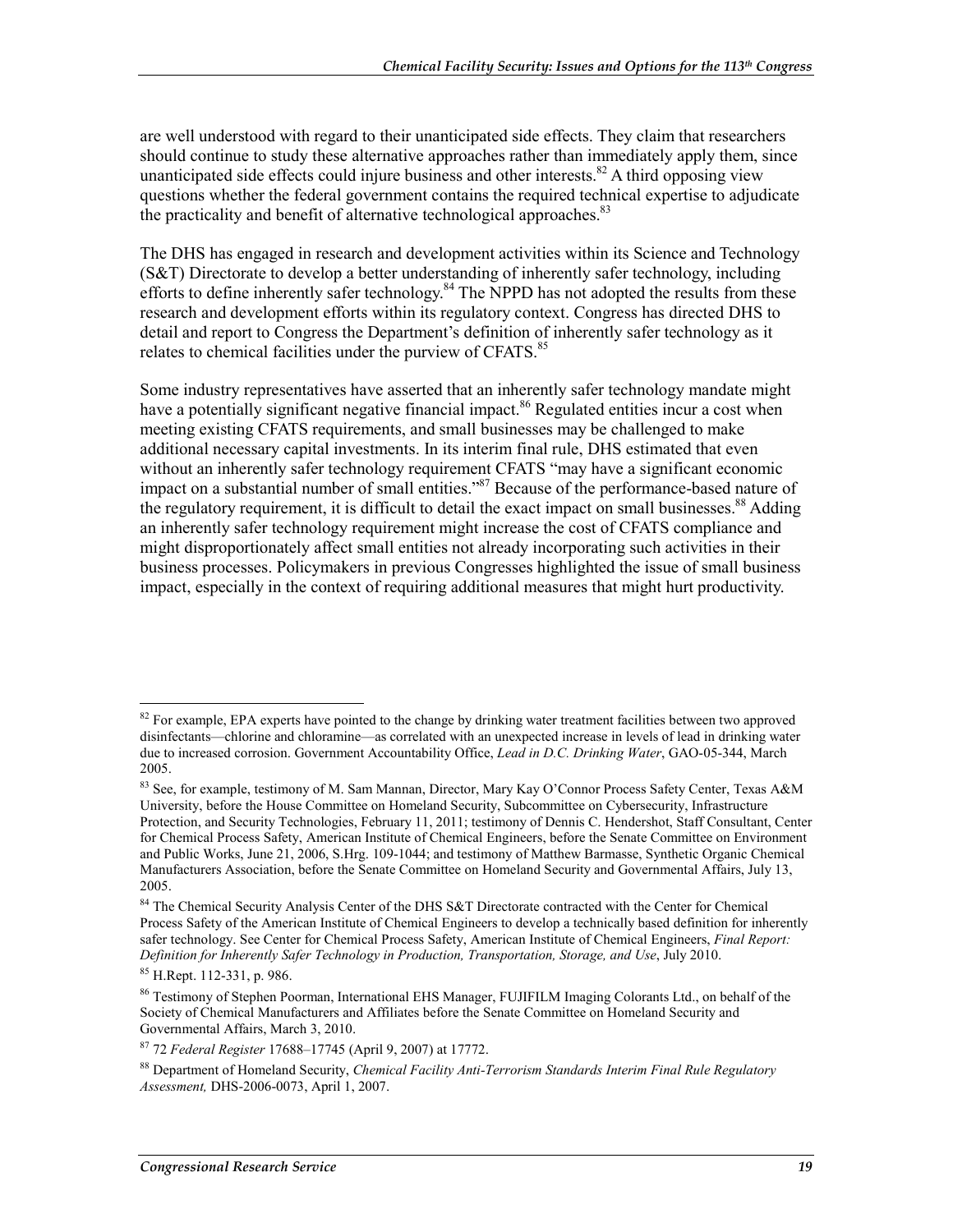are well understood with regard to their unanticipated side effects. They claim that researchers should continue to study these alternative approaches rather than immediately apply them, since unanticipated side effects could injure business and other interests.[82] A third opposing view questions whether the federal government contains the required technical expertise to adjudicate the practicality and benefit of alternative technological approaches.[83]

The DHS has engaged in research and development activities within its Science and Technology (S&T) Directorate to develop a better understanding of inherently safer technology, including efforts to define inherently safer technology.[84] The NPPD has not adopted the results from these research and development efforts within its regulatory context. Congress has directed DHS to detail and report to Congress the Department's definition of inherently safer technology as it relates to chemical facilities under the purview of CFATS.[85]

Some industry representatives have asserted that an inherently safer technology mandate might have a potentially significant negative financial impact.[86] Regulated entities incur a cost when meeting existing CFATS requirements, and small businesses may be challenged to make additional necessary capital investments. In its interim final rule, DHS estimated that even without an inherently safer technology requirement CFATS "may have a significant economic impact on a substantial number of small entities."[87] Because of the performance-based nature of the regulatory requirement, it is difficult to detail the exact impact on small businesses.[88] Adding an inherently safer technology requirement might increase the cost of CFATS compliance and might disproportionately affect small entities not already incorporating such activities in their business processes. Policymakers in previous Congresses highlighted the issue of small business impact, especially in the context of requiring additional measures that might hurt productivity.

---

[82] For example, EPA experts have pointed to the change by drinking water treatment facilities between two approved disinfectants—chlorine and chloramine—as correlated with an unexpected increase in levels of lead in drinking water due to increased corrosion. Government Accountability Office, *Lead in D.C. Drinking Water*, GAO-05-344, March 2005.

[83] See, for example, testimony of M. Sam Mannan, Director, Mary Kay O'Connor Process Safety Center, Texas A&M University, before the House Committee on Homeland Security, Subcommittee on Cybersecurity, Infrastructure Protection, and Security Technologies, February 11, 2011; testimony of Dennis C. Hendershot, Staff Consultant, Center for Chemical Process Safety, American Institute of Chemical Engineers, before the Senate Committee on Environment and Public Works, June 21, 2006, S.Hrg. 109-1044; and testimony of Matthew Barmasse, Synthetic Organic Chemical Manufacturers Association, before the Senate Committee on Homeland Security and Governmental Affairs, July 13, 2005.

[84] The Chemical Security Analysis Center of the DHS S&T Directorate contracted with the Center for Chemical Process Safety of the American Institute of Chemical Engineers to develop a technically based definition for inherently safer technology. See Center for Chemical Process Safety, American Institute of Chemical Engineers, *Final Report: Definition for Inherently Safer Technology in Production, Transportation, Storage, and Use*, July 2010.

[85] H.Rept. 112-331, p. 986.

[86] Testimony of Stephen Poorman, International EHS Manager, FUJIFILM Imaging Colorants Ltd., on behalf of the Society of Chemical Manufacturers and Affiliates before the Senate Committee on Homeland Security and Governmental Affairs, March 3, 2010.

[87] 72 *Federal Register* 17688–17745 (April 9, 2007) at 17772.

[88] Department of Homeland Security, *Chemical Facility Anti-Terrorism Standards Interim Final Rule Regulatory Assessment,* DHS-2006-0073, April 1, 2007.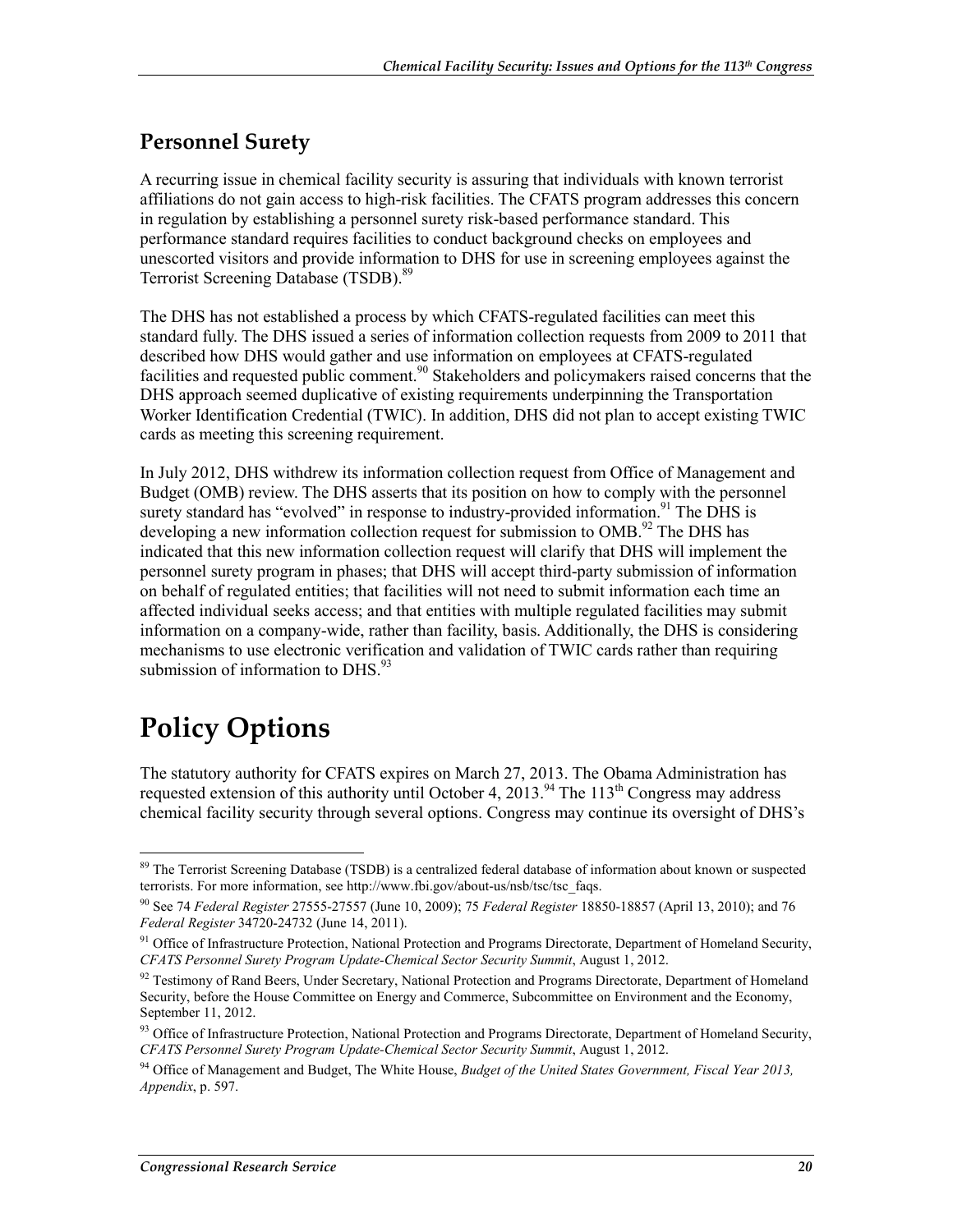## Personnel Surety

A recurring issue in chemical facility security is assuring that individuals with known terrorist affiliations do not gain access to high-risk facilities. The CFATS program addresses this concern in regulation by establishing a personnel surety risk-based performance standard. This performance standard requires facilities to conduct background checks on employees and unescorted visitors and provide information to DHS for use in screening employees against the Terrorist Screening Database (TSDB).[89]

The DHS has not established a process by which CFATS-regulated facilities can meet this standard fully. The DHS issued a series of information collection requests from 2009 to 2011 that described how DHS would gather and use information on employees at CFATS-regulated facilities and requested public comment.[90] Stakeholders and policymakers raised concerns that the DHS approach seemed duplicative of existing requirements underpinning the Transportation Worker Identification Credential (TWIC). In addition, DHS did not plan to accept existing TWIC cards as meeting this screening requirement.

In July 2012, DHS withdrew its information collection request from Office of Management and Budget (OMB) review. The DHS asserts that its position on how to comply with the personnel surety standard has "evolved" in response to industry-provided information.[91] The DHS is developing a new information collection request for submission to OMB.[92] The DHS has indicated that this new information collection request will clarify that DHS will implement the personnel surety program in phases; that DHS will accept third-party submission of information on behalf of regulated entities; that facilities will not need to submit information each time an affected individual seeks access; and that entities with multiple regulated facilities may submit information on a company-wide, rather than facility, basis. Additionally, the DHS is considering mechanisms to use electronic verification and validation of TWIC cards rather than requiring submission of information to DHS.[93]

# Policy Options

The statutory authority for CFATS expires on March 27, 2013. The Obama Administration has requested extension of this authority until October 4, 2013.[94] The 113th Congress may address chemical facility security through several options. Congress may continue its oversight of DHS's

---

[89] The Terrorist Screening Database (TSDB) is a centralized federal database of information about known or suspected terrorists. For more information, see http://www.fbi.gov/about-us/nsb/tsc/tsc_faqs.

[90] See 74 *Federal Register* 27555-27557 (June 10, 2009); 75 *Federal Register* 18850-18857 (April 13, 2010); and 76 *Federal Register* 34720-24732 (June 14, 2011).

[91] Office of Infrastructure Protection, National Protection and Programs Directorate, Department of Homeland Security, *CFATS Personnel Surety Program Update-Chemical Sector Security Summit*, August 1, 2012.

[92] Testimony of Rand Beers, Under Secretary, National Protection and Programs Directorate, Department of Homeland Security, before the House Committee on Energy and Commerce, Subcommittee on Environment and the Economy, September 11, 2012.

[93] Office of Infrastructure Protection, National Protection and Programs Directorate, Department of Homeland Security, *CFATS Personnel Surety Program Update-Chemical Sector Security Summit*, August 1, 2012.

[94] Office of Management and Budget, The White House, *Budget of the United States Government, Fiscal Year 2013, Appendix*, p. 597.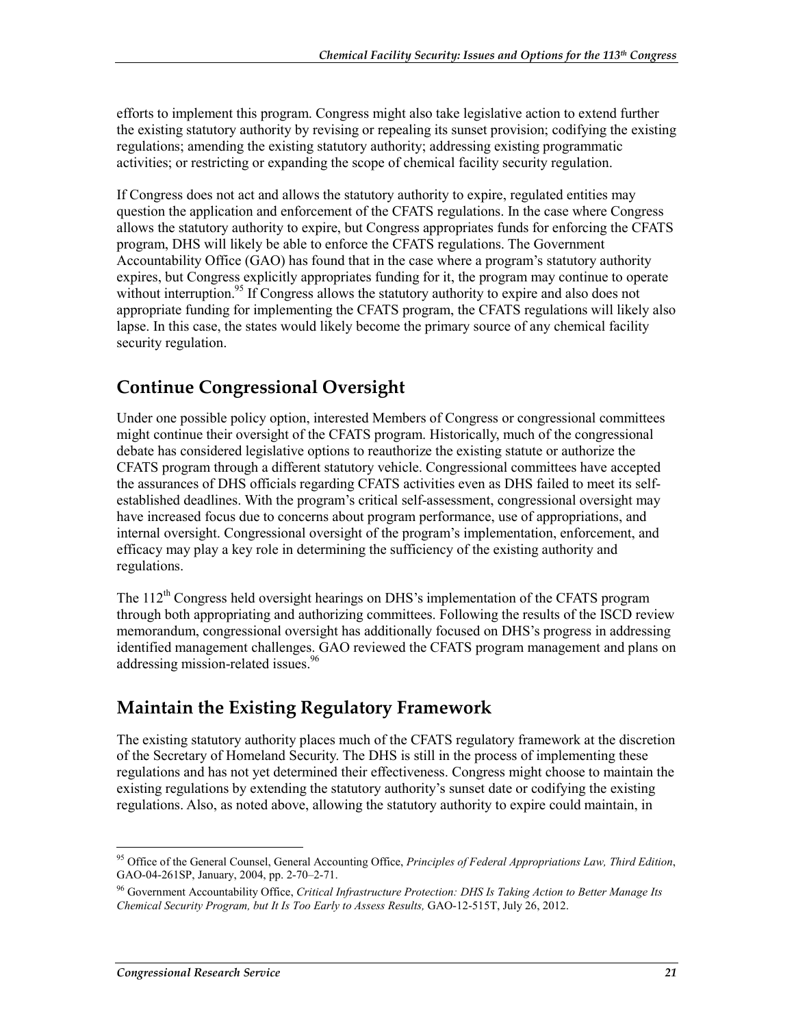efforts to implement this program. Congress might also take legislative action to extend further the existing statutory authority by revising or repealing its sunset provision; codifying the existing regulations; amending the existing statutory authority; addressing existing programmatic activities; or restricting or expanding the scope of chemical facility security regulation.

If Congress does not act and allows the statutory authority to expire, regulated entities may question the application and enforcement of the CFATS regulations. In the case where Congress allows the statutory authority to expire, but Congress appropriates funds for enforcing the CFATS program, DHS will likely be able to enforce the CFATS regulations. The Government Accountability Office (GAO) has found that in the case where a program's statutory authority expires, but Congress explicitly appropriates funding for it, the program may continue to operate without interruption.[95] If Congress allows the statutory authority to expire and also does not appropriate funding for implementing the CFATS program, the CFATS regulations will likely also lapse. In this case, the states would likely become the primary source of any chemical facility security regulation.

## Continue Congressional Oversight

Under one possible policy option, interested Members of Congress or congressional committees might continue their oversight of the CFATS program. Historically, much of the congressional debate has considered legislative options to reauthorize the existing statute or authorize the CFATS program through a different statutory vehicle. Congressional committees have accepted the assurances of DHS officials regarding CFATS activities even as DHS failed to meet its self-established deadlines. With the program's critical self-assessment, congressional oversight may have increased focus due to concerns about program performance, use of appropriations, and internal oversight. Congressional oversight of the program's implementation, enforcement, and efficacy may play a key role in determining the sufficiency of the existing authority and regulations.

The 112th Congress held oversight hearings on DHS's implementation of the CFATS program through both appropriating and authorizing committees. Following the results of the ISCD review memorandum, congressional oversight has additionally focused on DHS's progress in addressing identified management challenges. GAO reviewed the CFATS program management and plans on addressing mission-related issues.[96]

## Maintain the Existing Regulatory Framework

The existing statutory authority places much of the CFATS regulatory framework at the discretion of the Secretary of Homeland Security. The DHS is still in the process of implementing these regulations and has not yet determined their effectiveness. Congress might choose to maintain the existing regulations by extending the statutory authority's sunset date or codifying the existing regulations. Also, as noted above, allowing the statutory authority to expire could maintain, in

---

[95] Office of the General Counsel, General Accounting Office, *Principles of Federal Appropriations Law, Third Edition*, GAO-04-261SP, January, 2004, pp. 2-70–2-71.

[96] Government Accountability Office, *Critical Infrastructure Protection: DHS Is Taking Action to Better Manage Its Chemical Security Program, but It Is Too Early to Assess Results,* GAO-12-515T, July 26, 2012.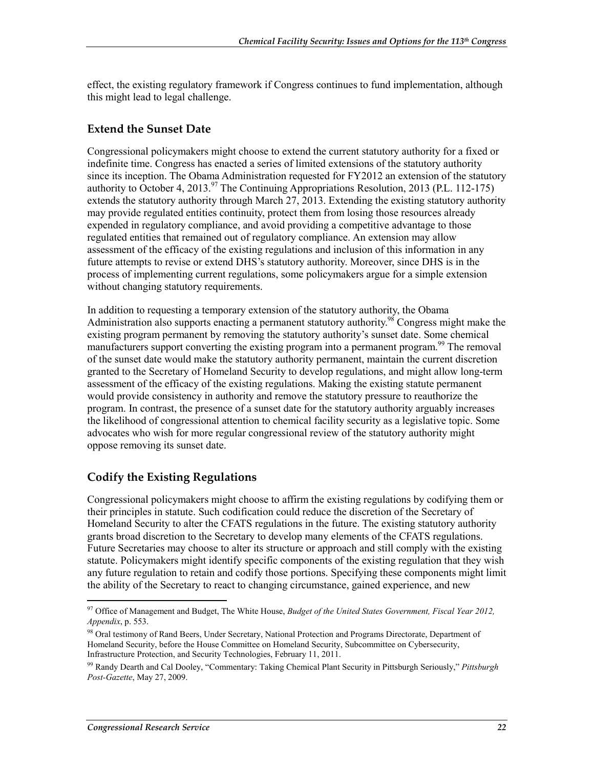effect, the existing regulatory framework if Congress continues to fund implementation, although this might lead to legal challenge.

## Extend the Sunset Date

Congressional policymakers might choose to extend the current statutory authority for a fixed or indefinite time. Congress has enacted a series of limited extensions of the statutory authority since its inception. The Obama Administration requested for FY2012 an extension of the statutory authority to October 4, 2013.[97] The Continuing Appropriations Resolution, 2013 (P.L. 112-175) extends the statutory authority through March 27, 2013. Extending the existing statutory authority may provide regulated entities continuity, protect them from losing those resources already expended in regulatory compliance, and avoid providing a competitive advantage to those regulated entities that remained out of regulatory compliance. An extension may allow assessment of the efficacy of the existing regulations and inclusion of this information in any future attempts to revise or extend DHS's statutory authority. Moreover, since DHS is in the process of implementing current regulations, some policymakers argue for a simple extension without changing statutory requirements.

In addition to requesting a temporary extension of the statutory authority, the Obama Administration also supports enacting a permanent statutory authority.[98] Congress might make the existing program permanent by removing the statutory authority's sunset date. Some chemical manufacturers support converting the existing program into a permanent program.[99] The removal of the sunset date would make the statutory authority permanent, maintain the current discretion granted to the Secretary of Homeland Security to develop regulations, and might allow long-term assessment of the efficacy of the existing regulations. Making the existing statute permanent would provide consistency in authority and remove the statutory pressure to reauthorize the program. In contrast, the presence of a sunset date for the statutory authority arguably increases the likelihood of congressional attention to chemical facility security as a legislative topic. Some advocates who wish for more regular congressional review of the statutory authority might oppose removing its sunset date.

## Codify the Existing Regulations

Congressional policymakers might choose to affirm the existing regulations by codifying them or their principles in statute. Such codification could reduce the discretion of the Secretary of Homeland Security to alter the CFATS regulations in the future. The existing statutory authority grants broad discretion to the Secretary to develop many elements of the CFATS regulations. Future Secretaries may choose to alter its structure or approach and still comply with the existing statute. Policymakers might identify specific components of the existing regulation that they wish any future regulation to retain and codify those portions. Specifying these components might limit the ability of the Secretary to react to changing circumstance, gained experience, and new

---

[97] Office of Management and Budget, The White House, *Budget of the United States Government, Fiscal Year 2012, Appendix*, p. 553.

[98] Oral testimony of Rand Beers, Under Secretary, National Protection and Programs Directorate, Department of Homeland Security, before the House Committee on Homeland Security, Subcommittee on Cybersecurity, Infrastructure Protection, and Security Technologies, February 11, 2011.

[99] Randy Dearth and Cal Dooley, "Commentary: Taking Chemical Plant Security in Pittsburgh Seriously," *Pittsburgh Post-Gazette*, May 27, 2009.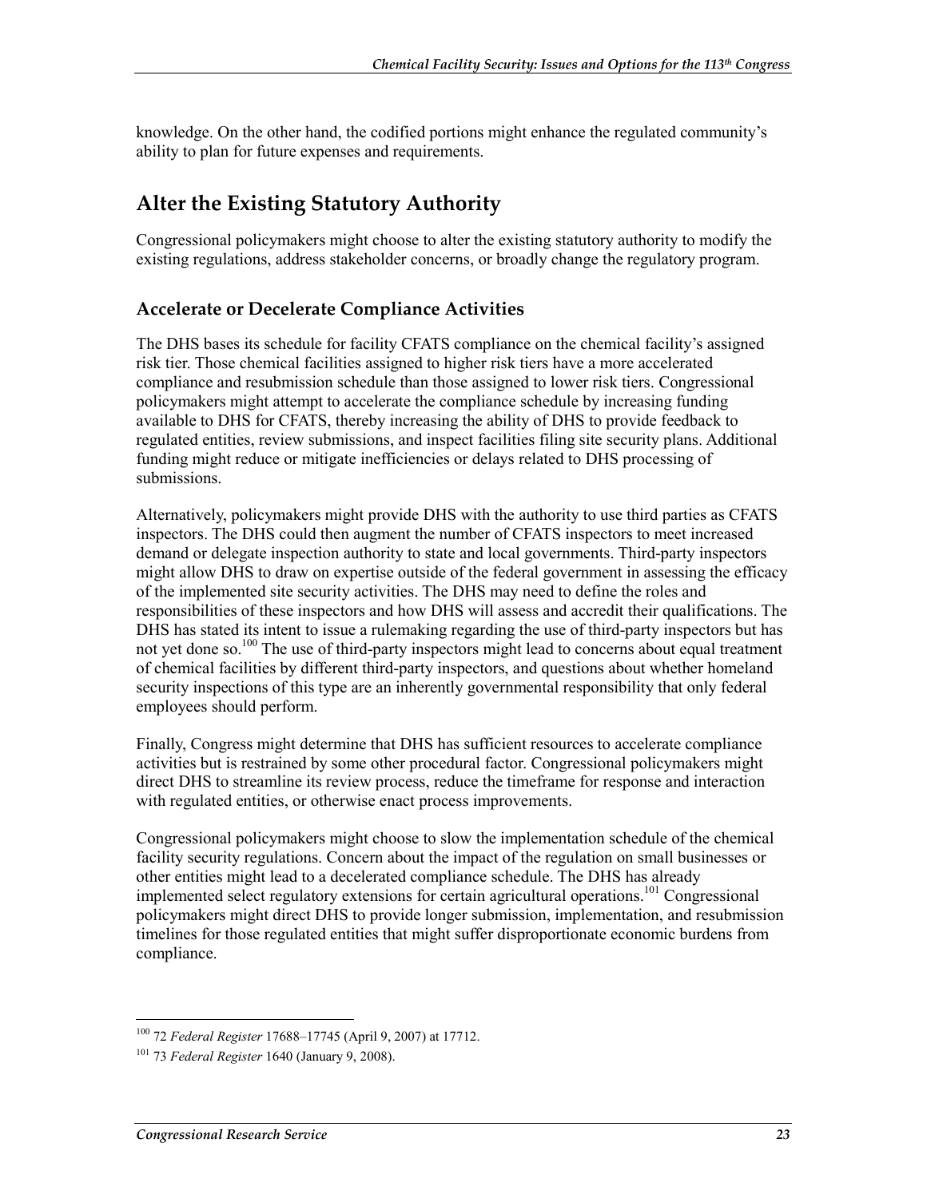knowledge. On the other hand, the codified portions might enhance the regulated community's ability to plan for future expenses and requirements.

## Alter the Existing Statutory Authority

Congressional policymakers might choose to alter the existing statutory authority to modify the existing regulations, address stakeholder concerns, or broadly change the regulatory program.

### Accelerate or Decelerate Compliance Activities

The DHS bases its schedule for facility CFATS compliance on the chemical facility's assigned risk tier. Those chemical facilities assigned to higher risk tiers have a more accelerated compliance and resubmission schedule than those assigned to lower risk tiers. Congressional policymakers might attempt to accelerate the compliance schedule by increasing funding available to DHS for CFATS, thereby increasing the ability of DHS to provide feedback to regulated entities, review submissions, and inspect facilities filing site security plans. Additional funding might reduce or mitigate inefficiencies or delays related to DHS processing of submissions.

Alternatively, policymakers might provide DHS with the authority to use third parties as CFATS inspectors. The DHS could then augment the number of CFATS inspectors to meet increased demand or delegate inspection authority to state and local governments. Third-party inspectors might allow DHS to draw on expertise outside of the federal government in assessing the efficacy of the implemented site security activities. The DHS may need to define the roles and responsibilities of these inspectors and how DHS will assess and accredit their qualifications. The DHS has stated its intent to issue a rulemaking regarding the use of third-party inspectors but has not yet done so.[100] The use of third-party inspectors might lead to concerns about equal treatment of chemical facilities by different third-party inspectors, and questions about whether homeland security inspections of this type are an inherently governmental responsibility that only federal employees should perform.

Finally, Congress might determine that DHS has sufficient resources to accelerate compliance activities but is restrained by some other procedural factor. Congressional policymakers might direct DHS to streamline its review process, reduce the timeframe for response and interaction with regulated entities, or otherwise enact process improvements.

Congressional policymakers might choose to slow the implementation schedule of the chemical facility security regulations. Concern about the impact of the regulation on small businesses or other entities might lead to a decelerated compliance schedule. The DHS has already implemented select regulatory extensions for certain agricultural operations.[101] Congressional policymakers might direct DHS to provide longer submission, implementation, and resubmission timelines for those regulated entities that might suffer disproportionate economic burdens from compliance.

---

[100] 72 *Federal Register* 17688–17745 (April 9, 2007) at 17712.

[101] 73 *Federal Register* 1640 (January 9, 2008).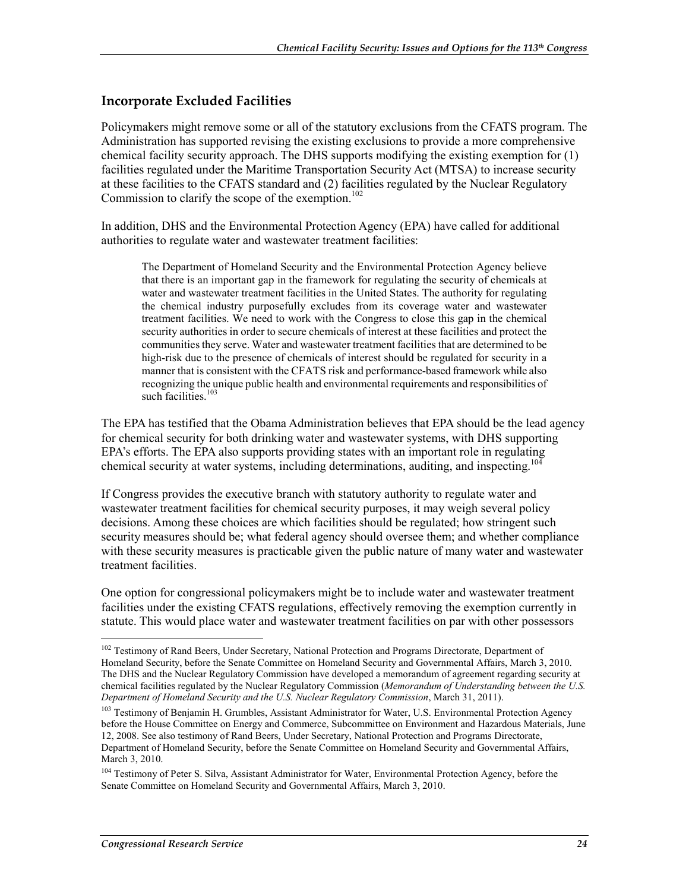## Incorporate Excluded Facilities

Policymakers might remove some or all of the statutory exclusions from the CFATS program. The Administration has supported revising the existing exclusions to provide a more comprehensive chemical facility security approach. The DHS supports modifying the existing exemption for (1) facilities regulated under the Maritime Transportation Security Act (MTSA) to increase security at these facilities to the CFATS standard and (2) facilities regulated by the Nuclear Regulatory Commission to clarify the scope of the exemption.[102]

In addition, DHS and the Environmental Protection Agency (EPA) have called for additional authorities to regulate water and wastewater treatment facilities:

> The Department of Homeland Security and the Environmental Protection Agency believe that there is an important gap in the framework for regulating the security of chemicals at water and wastewater treatment facilities in the United States. The authority for regulating the chemical industry purposefully excludes from its coverage water and wastewater treatment facilities. We need to work with the Congress to close this gap in the chemical security authorities in order to secure chemicals of interest at these facilities and protect the communities they serve. Water and wastewater treatment facilities that are determined to be high-risk due to the presence of chemicals of interest should be regulated for security in a manner that is consistent with the CFATS risk and performance-based framework while also recognizing the unique public health and environmental requirements and responsibilities of such facilities.[103]

The EPA has testified that the Obama Administration believes that EPA should be the lead agency for chemical security for both drinking water and wastewater systems, with DHS supporting EPA's efforts. The EPA also supports providing states with an important role in regulating chemical security at water systems, including determinations, auditing, and inspecting.[104]

If Congress provides the executive branch with statutory authority to regulate water and wastewater treatment facilities for chemical security purposes, it may weigh several policy decisions. Among these choices are which facilities should be regulated; how stringent such security measures should be; what federal agency should oversee them; and whether compliance with these security measures is practicable given the public nature of many water and wastewater treatment facilities.

One option for congressional policymakers might be to include water and wastewater treatment facilities under the existing CFATS regulations, effectively removing the exemption currently in statute. This would place water and wastewater treatment facilities on par with other possessors

---

[102] Testimony of Rand Beers, Under Secretary, National Protection and Programs Directorate, Department of Homeland Security, before the Senate Committee on Homeland Security and Governmental Affairs, March 3, 2010. The DHS and the Nuclear Regulatory Commission have developed a memorandum of agreement regarding security at chemical facilities regulated by the Nuclear Regulatory Commission (*Memorandum of Understanding between the U.S. Department of Homeland Security and the U.S. Nuclear Regulatory Commission*, March 31, 2011).

[103] Testimony of Benjamin H. Grumbles, Assistant Administrator for Water, U.S. Environmental Protection Agency before the House Committee on Energy and Commerce, Subcommittee on Environment and Hazardous Materials, June 12, 2008. See also testimony of Rand Beers, Under Secretary, National Protection and Programs Directorate, Department of Homeland Security, before the Senate Committee on Homeland Security and Governmental Affairs, March 3, 2010.

[104] Testimony of Peter S. Silva, Assistant Administrator for Water, Environmental Protection Agency, before the Senate Committee on Homeland Security and Governmental Affairs, March 3, 2010.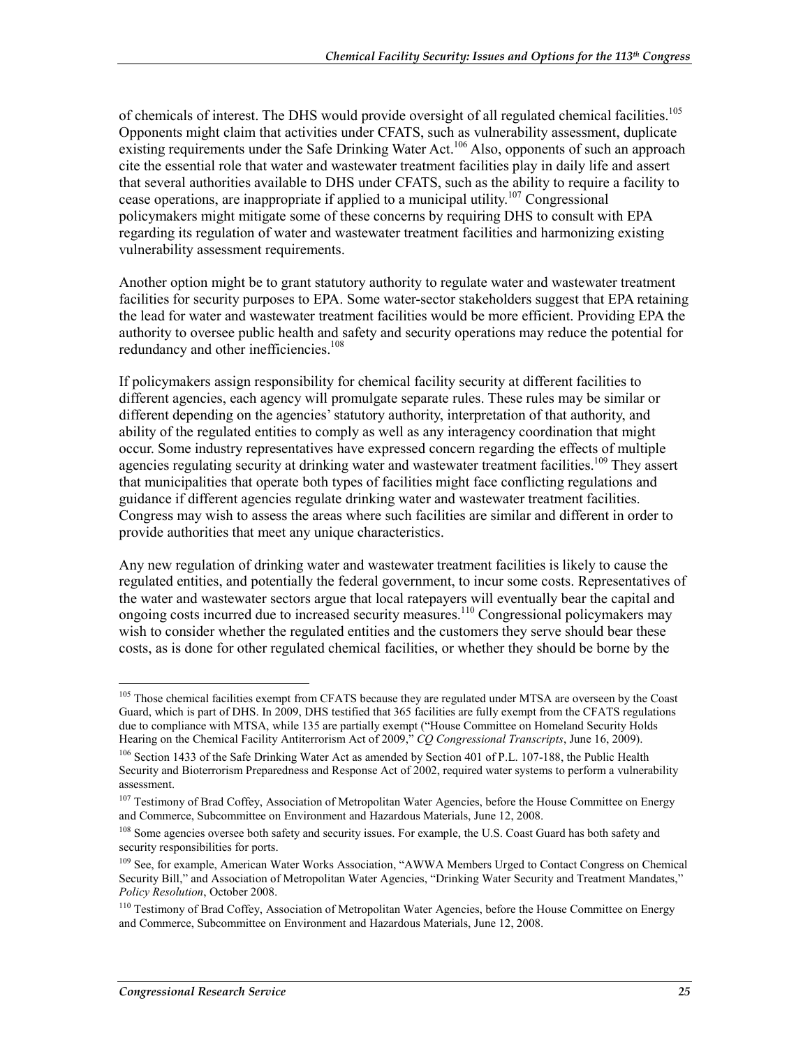of chemicals of interest. The DHS would provide oversight of all regulated chemical facilities.[105] Opponents might claim that activities under CFATS, such as vulnerability assessment, duplicate existing requirements under the Safe Drinking Water Act.[106] Also, opponents of such an approach cite the essential role that water and wastewater treatment facilities play in daily life and assert that several authorities available to DHS under CFATS, such as the ability to require a facility to cease operations, are inappropriate if applied to a municipal utility.[107] Congressional policymakers might mitigate some of these concerns by requiring DHS to consult with EPA regarding its regulation of water and wastewater treatment facilities and harmonizing existing vulnerability assessment requirements.

Another option might be to grant statutory authority to regulate water and wastewater treatment facilities for security purposes to EPA. Some water-sector stakeholders suggest that EPA retaining the lead for water and wastewater treatment facilities would be more efficient. Providing EPA the authority to oversee public health and safety and security operations may reduce the potential for redundancy and other inefficiencies.[108]

If policymakers assign responsibility for chemical facility security at different facilities to different agencies, each agency will promulgate separate rules. These rules may be similar or different depending on the agencies' statutory authority, interpretation of that authority, and ability of the regulated entities to comply as well as any interagency coordination that might occur. Some industry representatives have expressed concern regarding the effects of multiple agencies regulating security at drinking water and wastewater treatment facilities.[109] They assert that municipalities that operate both types of facilities might face conflicting regulations and guidance if different agencies regulate drinking water and wastewater treatment facilities. Congress may wish to assess the areas where such facilities are similar and different in order to provide authorities that meet any unique characteristics.

Any new regulation of drinking water and wastewater treatment facilities is likely to cause the regulated entities, and potentially the federal government, to incur some costs. Representatives of the water and wastewater sectors argue that local ratepayers will eventually bear the capital and ongoing costs incurred due to increased security measures.[110] Congressional policymakers may wish to consider whether the regulated entities and the customers they serve should bear these costs, as is done for other regulated chemical facilities, or whether they should be borne by the

---

[105] Those chemical facilities exempt from CFATS because they are regulated under MTSA are overseen by the Coast Guard, which is part of DHS. In 2009, DHS testified that 365 facilities are fully exempt from the CFATS regulations due to compliance with MTSA, while 135 are partially exempt ("House Committee on Homeland Security Holds Hearing on the Chemical Facility Antiterrorism Act of 2009," *CQ Congressional Transcripts*, June 16, 2009).

[106] Section 1433 of the Safe Drinking Water Act as amended by Section 401 of P.L. 107-188, the Public Health Security and Bioterrorism Preparedness and Response Act of 2002, required water systems to perform a vulnerability assessment.

[107] Testimony of Brad Coffey, Association of Metropolitan Water Agencies, before the House Committee on Energy and Commerce, Subcommittee on Environment and Hazardous Materials, June 12, 2008.

[108] Some agencies oversee both safety and security issues. For example, the U.S. Coast Guard has both safety and security responsibilities for ports.

[109] See, for example, American Water Works Association, "AWWA Members Urged to Contact Congress on Chemical Security Bill," and Association of Metropolitan Water Agencies, "Drinking Water Security and Treatment Mandates," *Policy Resolution*, October 2008.

[110] Testimony of Brad Coffey, Association of Metropolitan Water Agencies, before the House Committee on Energy and Commerce, Subcommittee on Environment and Hazardous Materials, June 12, 2008.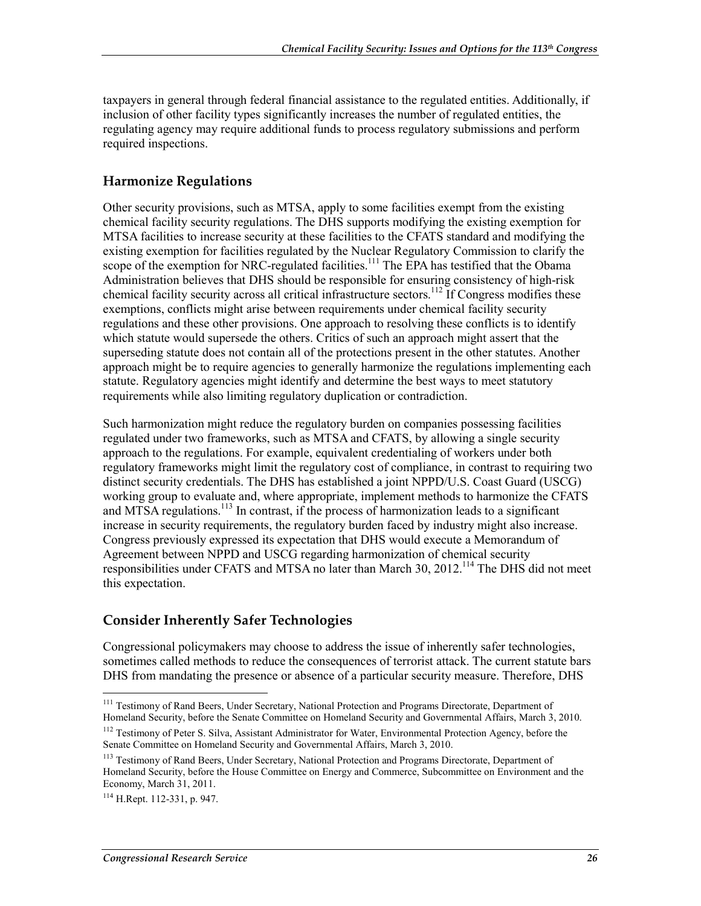taxpayers in general through federal financial assistance to the regulated entities. Additionally, if inclusion of other facility types significantly increases the number of regulated entities, the regulating agency may require additional funds to process regulatory submissions and perform required inspections.

## Harmonize Regulations

Other security provisions, such as MTSA, apply to some facilities exempt from the existing chemical facility security regulations. The DHS supports modifying the existing exemption for MTSA facilities to increase security at these facilities to the CFATS standard and modifying the existing exemption for facilities regulated by the Nuclear Regulatory Commission to clarify the scope of the exemption for NRC-regulated facilities.[111] The EPA has testified that the Obama Administration believes that DHS should be responsible for ensuring consistency of high-risk chemical facility security across all critical infrastructure sectors.[112] If Congress modifies these exemptions, conflicts might arise between requirements under chemical facility security regulations and these other provisions. One approach to resolving these conflicts is to identify which statute would supersede the others. Critics of such an approach might assert that the superseding statute does not contain all of the protections present in the other statutes. Another approach might be to require agencies to generally harmonize the regulations implementing each statute. Regulatory agencies might identify and determine the best ways to meet statutory requirements while also limiting regulatory duplication or contradiction.

Such harmonization might reduce the regulatory burden on companies possessing facilities regulated under two frameworks, such as MTSA and CFATS, by allowing a single security approach to the regulations. For example, equivalent credentialing of workers under both regulatory frameworks might limit the regulatory cost of compliance, in contrast to requiring two distinct security credentials. The DHS has established a joint NPPD/U.S. Coast Guard (USCG) working group to evaluate and, where appropriate, implement methods to harmonize the CFATS and MTSA regulations.[113] In contrast, if the process of harmonization leads to a significant increase in security requirements, the regulatory burden faced by industry might also increase. Congress previously expressed its expectation that DHS would execute a Memorandum of Agreement between NPPD and USCG regarding harmonization of chemical security responsibilities under CFATS and MTSA no later than March 30, 2012.[114] The DHS did not meet this expectation.

## Consider Inherently Safer Technologies

Congressional policymakers may choose to address the issue of inherently safer technologies, sometimes called methods to reduce the consequences of terrorist attack. The current statute bars DHS from mandating the presence or absence of a particular security measure. Therefore, DHS

---

[111] Testimony of Rand Beers, Under Secretary, National Protection and Programs Directorate, Department of Homeland Security, before the Senate Committee on Homeland Security and Governmental Affairs, March 3, 2010.

[112] Testimony of Peter S. Silva, Assistant Administrator for Water, Environmental Protection Agency, before the Senate Committee on Homeland Security and Governmental Affairs, March 3, 2010.

[113] Testimony of Rand Beers, Under Secretary, National Protection and Programs Directorate, Department of Homeland Security, before the House Committee on Energy and Commerce, Subcommittee on Environment and the Economy, March 31, 2011.

[114] H.Rept. 112-331, p. 947.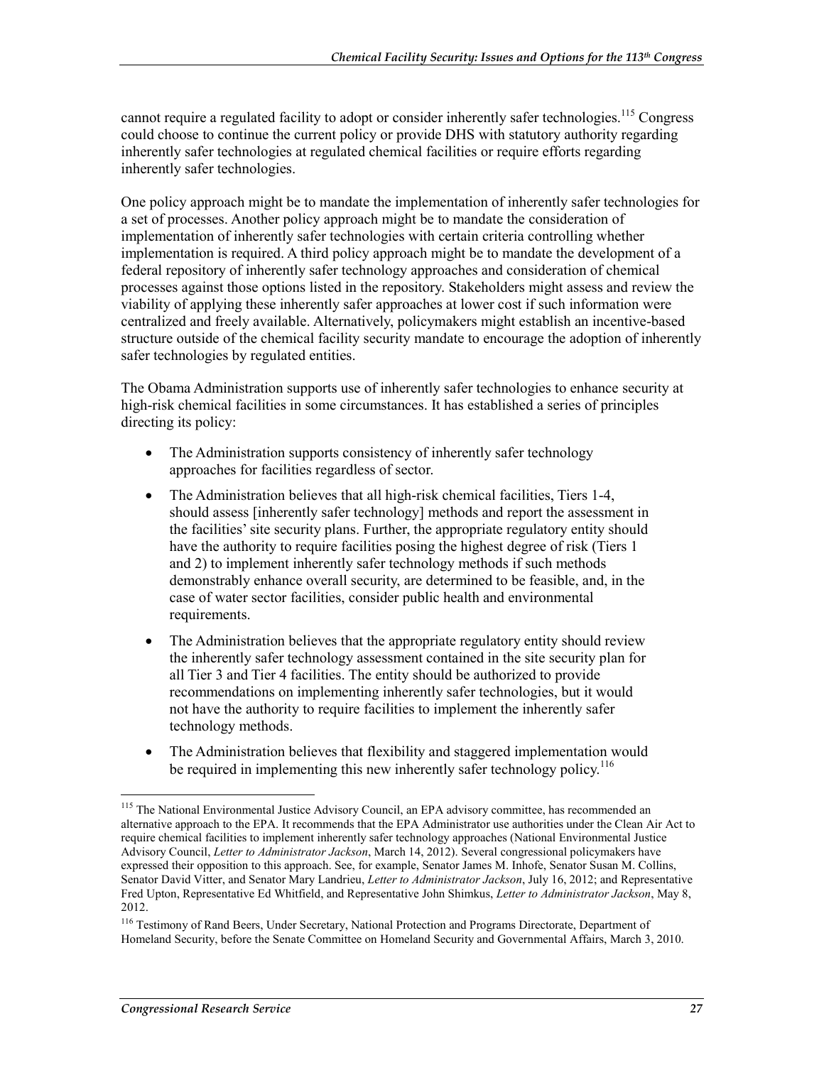cannot require a regulated facility to adopt or consider inherently safer technologies.[115] Congress could choose to continue the current policy or provide DHS with statutory authority regarding inherently safer technologies at regulated chemical facilities or require efforts regarding inherently safer technologies.

One policy approach might be to mandate the implementation of inherently safer technologies for a set of processes. Another policy approach might be to mandate the consideration of implementation of inherently safer technologies with certain criteria controlling whether implementation is required. A third policy approach might be to mandate the development of a federal repository of inherently safer technology approaches and consideration of chemical processes against those options listed in the repository. Stakeholders might assess and review the viability of applying these inherently safer approaches at lower cost if such information were centralized and freely available. Alternatively, policymakers might establish an incentive-based structure outside of the chemical facility security mandate to encourage the adoption of inherently safer technologies by regulated entities.

The Obama Administration supports use of inherently safer technologies to enhance security at high-risk chemical facilities in some circumstances. It has established a series of principles directing its policy:

- The Administration supports consistency of inherently safer technology approaches for facilities regardless of sector.
- The Administration believes that all high-risk chemical facilities, Tiers 1-4, should assess [inherently safer technology] methods and report the assessment in the facilities' site security plans. Further, the appropriate regulatory entity should have the authority to require facilities posing the highest degree of risk (Tiers 1 and 2) to implement inherently safer technology methods if such methods demonstrably enhance overall security, are determined to be feasible, and, in the case of water sector facilities, consider public health and environmental requirements.
- The Administration believes that the appropriate regulatory entity should review the inherently safer technology assessment contained in the site security plan for all Tier 3 and Tier 4 facilities. The entity should be authorized to provide recommendations on implementing inherently safer technologies, but it would not have the authority to require facilities to implement the inherently safer technology methods.
- The Administration believes that flexibility and staggered implementation would be required in implementing this new inherently safer technology policy.[116]

---

[115] The National Environmental Justice Advisory Council, an EPA advisory committee, has recommended an alternative approach to the EPA. It recommends that the EPA Administrator use authorities under the Clean Air Act to require chemical facilities to implement inherently safer technology approaches (National Environmental Justice Advisory Council, *Letter to Administrator Jackson*, March 14, 2012). Several congressional policymakers have expressed their opposition to this approach. See, for example, Senator James M. Inhofe, Senator Susan M. Collins, Senator David Vitter, and Senator Mary Landrieu, *Letter to Administrator Jackson*, July 16, 2012; and Representative Fred Upton, Representative Ed Whitfield, and Representative John Shimkus, *Letter to Administrator Jackson*, May 8, 2012.

[116] Testimony of Rand Beers, Under Secretary, National Protection and Programs Directorate, Department of Homeland Security, before the Senate Committee on Homeland Security and Governmental Affairs, March 3, 2010.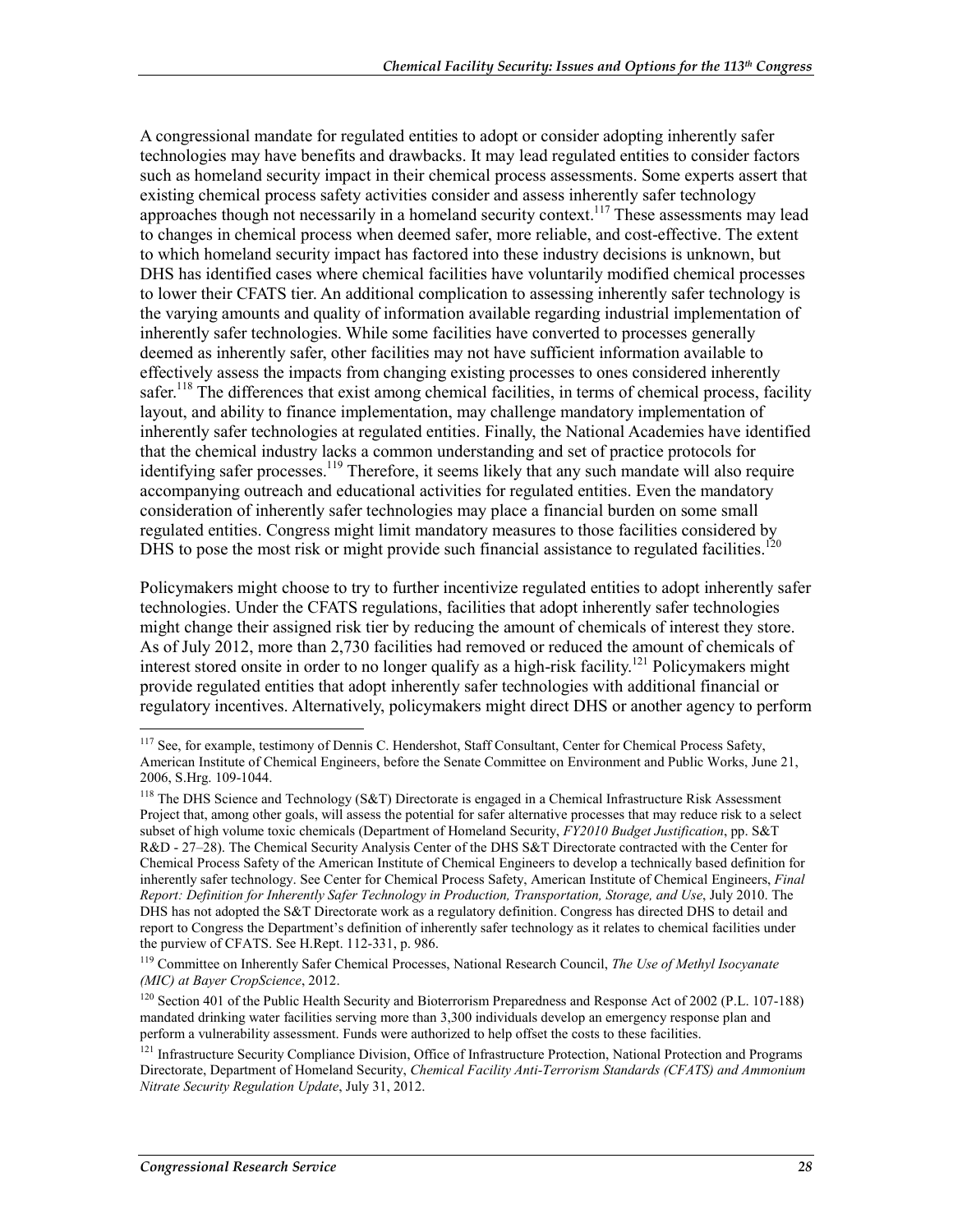A congressional mandate for regulated entities to adopt or consider adopting inherently safer technologies may have benefits and drawbacks. It may lead regulated entities to consider factors such as homeland security impact in their chemical process assessments. Some experts assert that existing chemical process safety activities consider and assess inherently safer technology approaches though not necessarily in a homeland security context.[117] These assessments may lead to changes in chemical process when deemed safer, more reliable, and cost-effective. The extent to which homeland security impact has factored into these industry decisions is unknown, but DHS has identified cases where chemical facilities have voluntarily modified chemical processes to lower their CFATS tier. An additional complication to assessing inherently safer technology is the varying amounts and quality of information available regarding industrial implementation of inherently safer technologies. While some facilities have converted to processes generally deemed as inherently safer, other facilities may not have sufficient information available to effectively assess the impacts from changing existing processes to ones considered inherently safer.[118] The differences that exist among chemical facilities, in terms of chemical process, facility layout, and ability to finance implementation, may challenge mandatory implementation of inherently safer technologies at regulated entities. Finally, the National Academies have identified that the chemical industry lacks a common understanding and set of practice protocols for identifying safer processes.[119] Therefore, it seems likely that any such mandate will also require accompanying outreach and educational activities for regulated entities. Even the mandatory consideration of inherently safer technologies may place a financial burden on some small regulated entities. Congress might limit mandatory measures to those facilities considered by DHS to pose the most risk or might provide such financial assistance to regulated facilities.[120]

Policymakers might choose to try to further incentivize regulated entities to adopt inherently safer technologies. Under the CFATS regulations, facilities that adopt inherently safer technologies might change their assigned risk tier by reducing the amount of chemicals of interest they store. As of July 2012, more than 2,730 facilities had removed or reduced the amount of chemicals of interest stored onsite in order to no longer qualify as a high-risk facility.[121] Policymakers might provide regulated entities that adopt inherently safer technologies with additional financial or regulatory incentives. Alternatively, policymakers might direct DHS or another agency to perform

---

[117] See, for example, testimony of Dennis C. Hendershot, Staff Consultant, Center for Chemical Process Safety, American Institute of Chemical Engineers, before the Senate Committee on Environment and Public Works, June 21, 2006, S.Hrg. 109-1044.

[118] The DHS Science and Technology (S&T) Directorate is engaged in a Chemical Infrastructure Risk Assessment Project that, among other goals, will assess the potential for safer alternative processes that may reduce risk to a select subset of high volume toxic chemicals (Department of Homeland Security, *FY2010 Budget Justification*, pp. S&T R&D - 27–28). The Chemical Security Analysis Center of the DHS S&T Directorate contracted with the Center for Chemical Process Safety of the American Institute of Chemical Engineers to develop a technically based definition for inherently safer technology. See Center for Chemical Process Safety, American Institute of Chemical Engineers, *Final Report: Definition for Inherently Safer Technology in Production, Transportation, Storage, and Use*, July 2010. The DHS has not adopted the S&T Directorate work as a regulatory definition. Congress has directed DHS to detail and report to Congress the Department's definition of inherently safer technology as it relates to chemical facilities under the purview of CFATS. See H.Rept. 112-331, p. 986.

[119] Committee on Inherently Safer Chemical Processes, National Research Council, *The Use of Methyl Isocyanate (MIC) at Bayer CropScience*, 2012.

[120] Section 401 of the Public Health Security and Bioterrorism Preparedness and Response Act of 2002 (P.L. 107-188) mandated drinking water facilities serving more than 3,300 individuals develop an emergency response plan and perform a vulnerability assessment. Funds were authorized to help offset the costs to these facilities.

[121] Infrastructure Security Compliance Division, Office of Infrastructure Protection, National Protection and Programs Directorate, Department of Homeland Security, *Chemical Facility Anti-Terrorism Standards (CFATS) and Ammonium Nitrate Security Regulation Update*, July 31, 2012.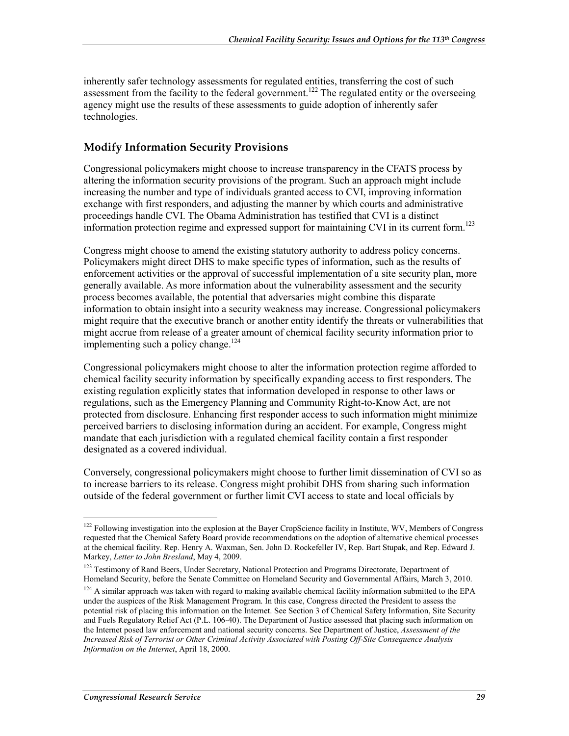inherently safer technology assessments for regulated entities, transferring the cost of such assessment from the facility to the federal government.[122] The regulated entity or the overseeing agency might use the results of these assessments to guide adoption of inherently safer technologies.

## Modify Information Security Provisions

Congressional policymakers might choose to increase transparency in the CFATS process by altering the information security provisions of the program. Such an approach might include increasing the number and type of individuals granted access to CVI, improving information exchange with first responders, and adjusting the manner by which courts and administrative proceedings handle CVI. The Obama Administration has testified that CVI is a distinct information protection regime and expressed support for maintaining CVI in its current form.[123]

Congress might choose to amend the existing statutory authority to address policy concerns. Policymakers might direct DHS to make specific types of information, such as the results of enforcement activities or the approval of successful implementation of a site security plan, more generally available. As more information about the vulnerability assessment and the security process becomes available, the potential that adversaries might combine this disparate information to obtain insight into a security weakness may increase. Congressional policymakers might require that the executive branch or another entity identify the threats or vulnerabilities that might accrue from release of a greater amount of chemical facility security information prior to implementing such a policy change.[124]

Congressional policymakers might choose to alter the information protection regime afforded to chemical facility security information by specifically expanding access to first responders. The existing regulation explicitly states that information developed in response to other laws or regulations, such as the Emergency Planning and Community Right-to-Know Act, are not protected from disclosure. Enhancing first responder access to such information might minimize perceived barriers to disclosing information during an accident. For example, Congress might mandate that each jurisdiction with a regulated chemical facility contain a first responder designated as a covered individual.

Conversely, congressional policymakers might choose to further limit dissemination of CVI so as to increase barriers to its release. Congress might prohibit DHS from sharing such information outside of the federal government or further limit CVI access to state and local officials by

---

[122] Following investigation into the explosion at the Bayer CropScience facility in Institute, WV, Members of Congress requested that the Chemical Safety Board provide recommendations on the adoption of alternative chemical processes at the chemical facility. Rep. Henry A. Waxman, Sen. John D. Rockefeller IV, Rep. Bart Stupak, and Rep. Edward J. Markey, *Letter to John Bresland*, May 4, 2009.

[123] Testimony of Rand Beers, Under Secretary, National Protection and Programs Directorate, Department of Homeland Security, before the Senate Committee on Homeland Security and Governmental Affairs, March 3, 2010.

[124] A similar approach was taken with regard to making available chemical facility information submitted to the EPA under the auspices of the Risk Management Program. In this case, Congress directed the President to assess the potential risk of placing this information on the Internet. See Section 3 of Chemical Safety Information, Site Security and Fuels Regulatory Relief Act (P.L. 106-40). The Department of Justice assessed that placing such information on the Internet posed law enforcement and national security concerns. See Department of Justice, *Assessment of the Increased Risk of Terrorist or Other Criminal Activity Associated with Posting Off-Site Consequence Analysis Information on the Internet*, April 18, 2000.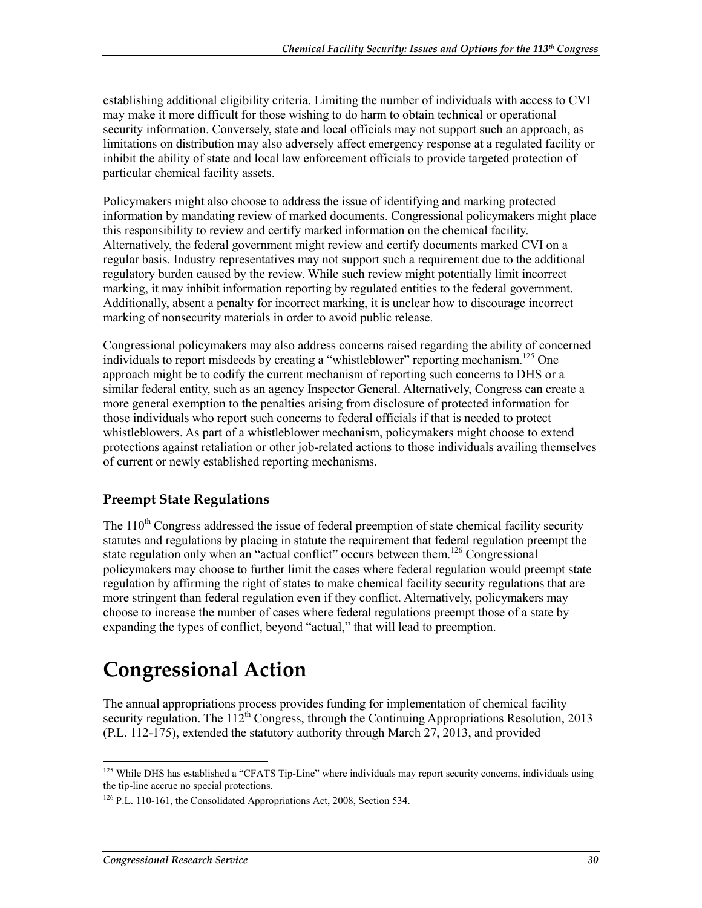establishing additional eligibility criteria. Limiting the number of individuals with access to CVI may make it more difficult for those wishing to do harm to obtain technical or operational security information. Conversely, state and local officials may not support such an approach, as limitations on distribution may also adversely affect emergency response at a regulated facility or inhibit the ability of state and local law enforcement officials to provide targeted protection of particular chemical facility assets.

Policymakers might also choose to address the issue of identifying and marking protected information by mandating review of marked documents. Congressional policymakers might place this responsibility to review and certify marked information on the chemical facility. Alternatively, the federal government might review and certify documents marked CVI on a regular basis. Industry representatives may not support such a requirement due to the additional regulatory burden caused by the review. While such review might potentially limit incorrect marking, it may inhibit information reporting by regulated entities to the federal government. Additionally, absent a penalty for incorrect marking, it is unclear how to discourage incorrect marking of nonsecurity materials in order to avoid public release.

Congressional policymakers may also address concerns raised regarding the ability of concerned individuals to report misdeeds by creating a "whistleblower" reporting mechanism.[125] One approach might be to codify the current mechanism of reporting such concerns to DHS or a similar federal entity, such as an agency Inspector General. Alternatively, Congress can create a more general exemption to the penalties arising from disclosure of protected information for those individuals who report such concerns to federal officials if that is needed to protect whistleblowers. As part of a whistleblower mechanism, policymakers might choose to extend protections against retaliation or other job-related actions to those individuals availing themselves of current or newly established reporting mechanisms.

### Preempt State Regulations

The 110th Congress addressed the issue of federal preemption of state chemical facility security statutes and regulations by placing in statute the requirement that federal regulation preempt the state regulation only when an "actual conflict" occurs between them.[126] Congressional policymakers may choose to further limit the cases where federal regulation would preempt state regulation by affirming the right of states to make chemical facility security regulations that are more stringent than federal regulation even if they conflict. Alternatively, policymakers may choose to increase the number of cases where federal regulations preempt those of a state by expanding the types of conflict, beyond "actual," that will lead to preemption.

# Congressional Action

The annual appropriations process provides funding for implementation of chemical facility security regulation. The 112th Congress, through the Continuing Appropriations Resolution, 2013 (P.L. 112-175), extended the statutory authority through March 27, 2013, and provided

[125] While DHS has established a "CFATS Tip-Line" where individuals may report security concerns, individuals using the tip-line accrue no special protections.

[126] P.L. 110-161, the Consolidated Appropriations Act, 2008, Section 534.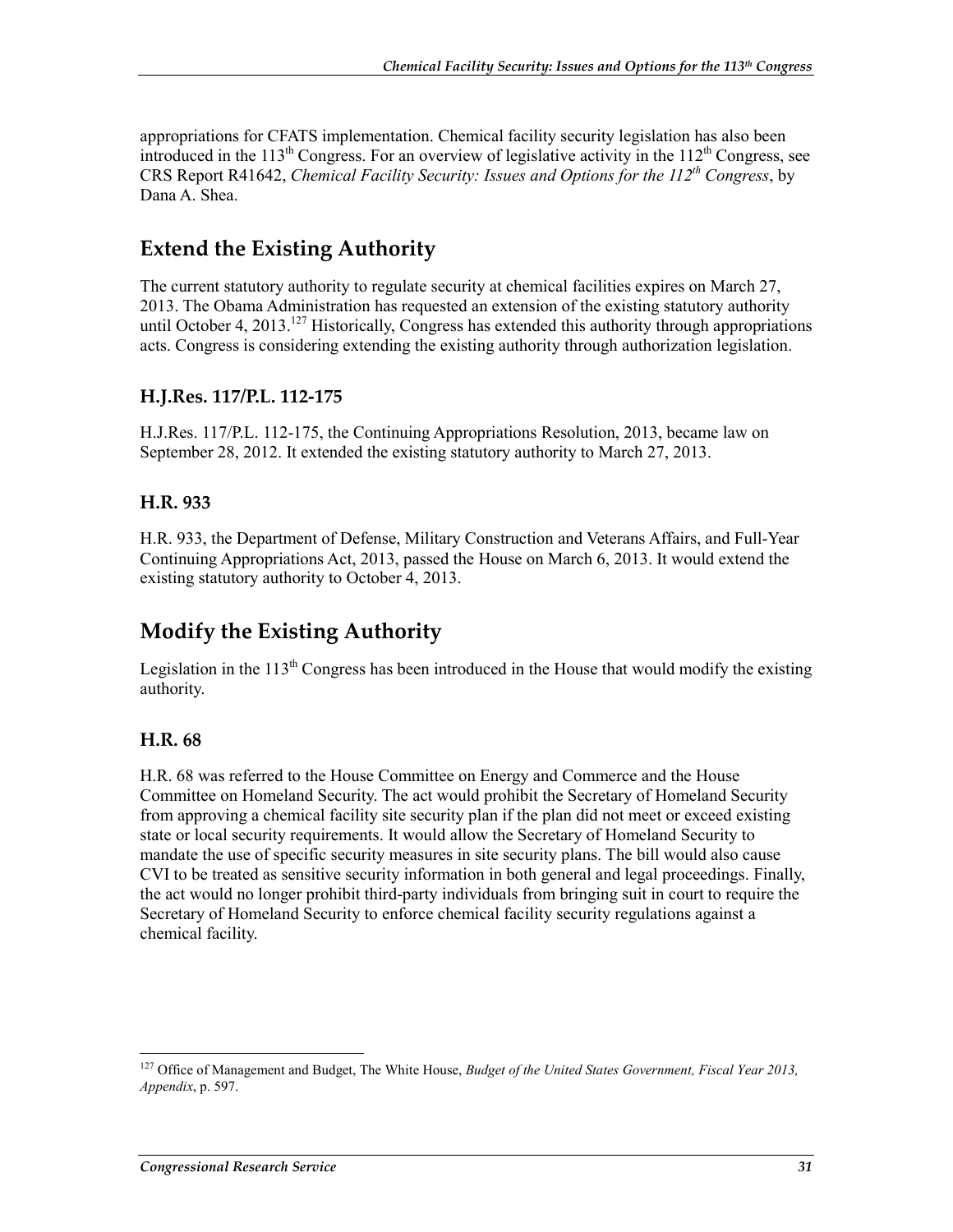appropriations for CFATS implementation. Chemical facility security legislation has also been introduced in the 113th Congress. For an overview of legislative activity in the 112th Congress, see CRS Report R41642, *Chemical Facility Security: Issues and Options for the 112th Congress*, by Dana A. Shea.

## Extend the Existing Authority

The current statutory authority to regulate security at chemical facilities expires on March 27, 2013. The Obama Administration has requested an extension of the existing statutory authority until October 4, 2013.[127] Historically, Congress has extended this authority through appropriations acts. Congress is considering extending the existing authority through authorization legislation.

### H.J.Res. 117/P.L. 112-175

H.J.Res. 117/P.L. 112-175, the Continuing Appropriations Resolution, 2013, became law on September 28, 2012. It extended the existing statutory authority to March 27, 2013.

### H.R. 933

H.R. 933, the Department of Defense, Military Construction and Veterans Affairs, and Full-Year Continuing Appropriations Act, 2013, passed the House on March 6, 2013. It would extend the existing statutory authority to October 4, 2013.

## Modify the Existing Authority

Legislation in the 113th Congress has been introduced in the House that would modify the existing authority.

### H.R. 68

H.R. 68 was referred to the House Committee on Energy and Commerce and the House Committee on Homeland Security. The act would prohibit the Secretary of Homeland Security from approving a chemical facility site security plan if the plan did not meet or exceed existing state or local security requirements. It would allow the Secretary of Homeland Security to mandate the use of specific security measures in site security plans. The bill would also cause CVI to be treated as sensitive security information in both general and legal proceedings. Finally, the act would no longer prohibit third-party individuals from bringing suit in court to require the Secretary of Homeland Security to enforce chemical facility security regulations against a chemical facility.

---

[127] Office of Management and Budget, The White House, *Budget of the United States Government, Fiscal Year 2013, Appendix*, p. 597.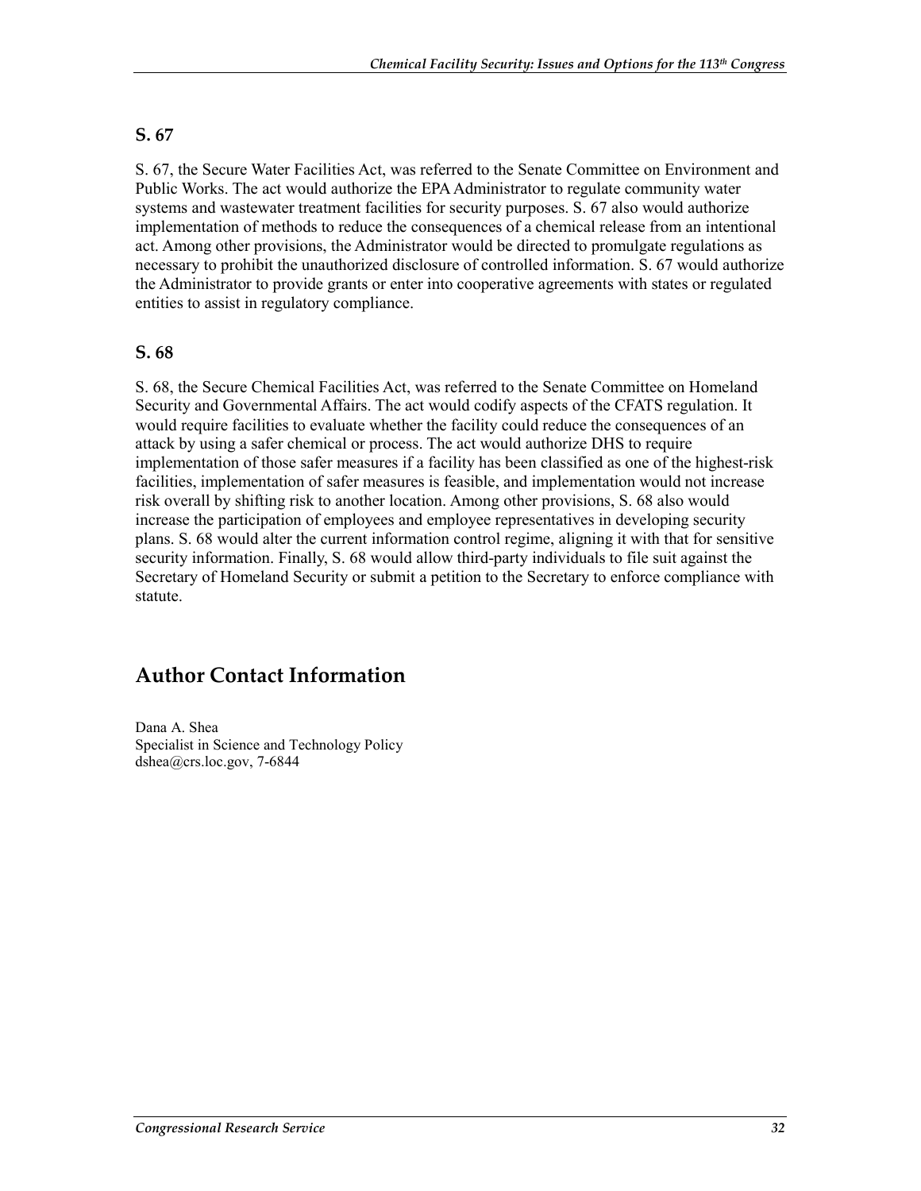### S. 67

S. 67, the Secure Water Facilities Act, was referred to the Senate Committee on Environment and Public Works. The act would authorize the EPA Administrator to regulate community water systems and wastewater treatment facilities for security purposes. S. 67 also would authorize implementation of methods to reduce the consequences of a chemical release from an intentional act. Among other provisions, the Administrator would be directed to promulgate regulations as necessary to prohibit the unauthorized disclosure of controlled information. S. 67 would authorize the Administrator to provide grants or enter into cooperative agreements with states or regulated entities to assist in regulatory compliance.

### S. 68

S. 68, the Secure Chemical Facilities Act, was referred to the Senate Committee on Homeland Security and Governmental Affairs. The act would codify aspects of the CFATS regulation. It would require facilities to evaluate whether the facility could reduce the consequences of an attack by using a safer chemical or process. The act would authorize DHS to require implementation of those safer measures if a facility has been classified as one of the highest-risk facilities, implementation of safer measures is feasible, and implementation would not increase risk overall by shifting risk to another location. Among other provisions, S. 68 also would increase the participation of employees and employee representatives in developing security plans. S. 68 would alter the current information control regime, aligning it with that for sensitive security information. Finally, S. 68 would allow third-party individuals to file suit against the Secretary of Homeland Security or submit a petition to the Secretary to enforce compliance with statute.

## Author Contact Information

Dana A. Shea
Specialist in Science and Technology Policy
dshea@crs.loc.gov, 7-6844